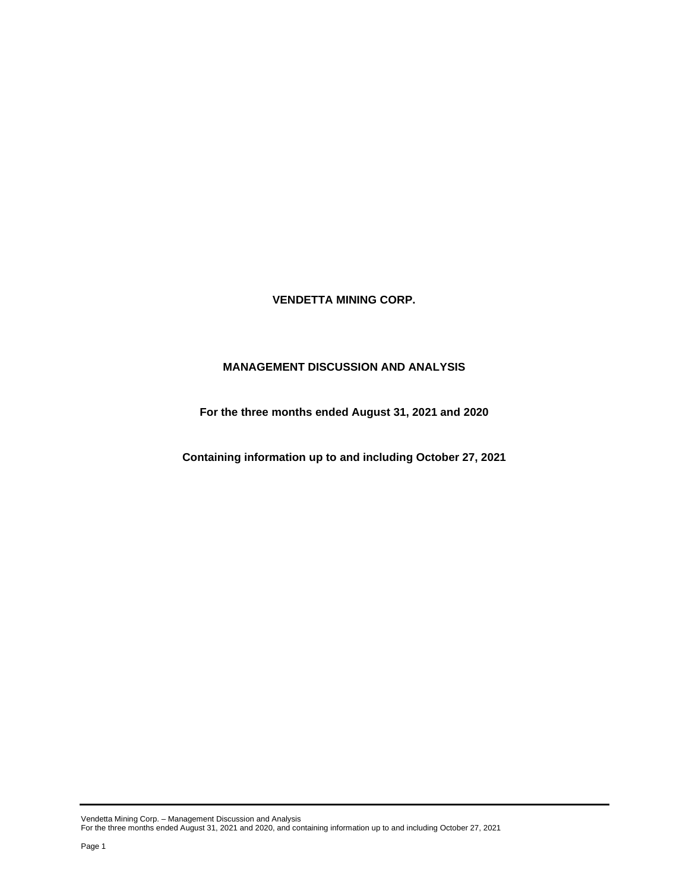# VENDETTA MINING CORP.

## MANAGEMENT DISCUSSION AND ANALYSIS

**For the three months ended August 31, 2021 and 2020**

**Containing information up to and including October 27, 2021**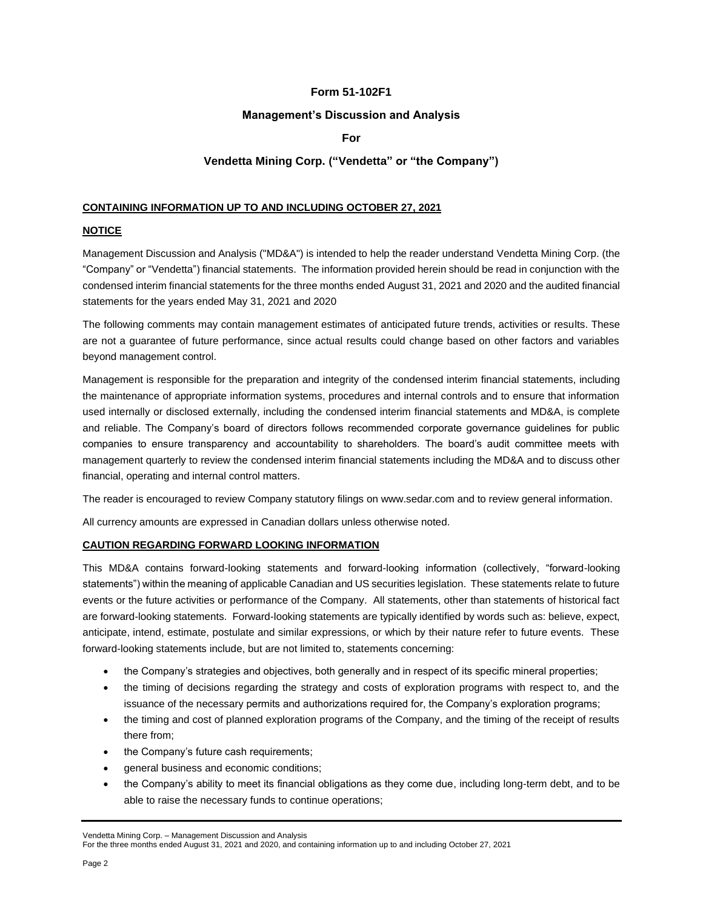**Form 51-102F1**

**Management's Discussion and Analysis**

**For**

**Vendetta Mining Corp. ("Vendetta" or "the Company")**

**CONTAINING INFORMATION UP TO AND INCLUDING OCTOBER 27, 2021**

**NOTICE**

Management Discussion and Analysis ("MD&A") is intended to help the reader understand Vendetta Mining Corp. (the "Company" or "Vendetta") financial statements. The information provided herein should be read in conjunction with the condensed interim financial statements for the three months ended August 31, 2021 and 2020 and the audited financial statements for the years ended May 31, 2021 and 2020

The following comments may contain management estimates of anticipated future trends, activities or results. These are not a guarantee of future performance, since actual results could change based on other factors and variables beyond management control.

Management is responsible for the preparation and integrity of the condensed interim financial statements, including the maintenance of appropriate information systems, procedures and internal controls and to ensure that information used internally or disclosed externally, including the condensed interim financial statements and MD&A, is complete and reliable. The Company's board of directors follows recommended corporate governance guidelines for public companies to ensure transparency and accountability to shareholders. The board's audit committee meets with management quarterly to review the condensed interim financial statements including the MD&A and to discuss other financial, operating and internal control matters.

The reader is encouraged to review Company statutory filings on www.sedar.com and to review general information.

All currency amounts are expressed in Canadian dollars unless otherwise noted.

**CAUTION REGARDING FORWARD LOOKING INFORMATION**

This MD&A contains forward-looking statements and forward-looking information (collectively, "forward-looking statements") within the meaning of applicable Canadian and US securities legislation. These statements relate to future events or the future activities or performance of the Company. All statements, other than statements of historical fact are forward-looking statements. Forward-looking statements are typically identified by words such as: believe, expect, anticipate, intend, estimate, postulate and similar expressions, or which by their nature refer to future events. These forward-looking statements include, but are not limited to, statements concerning:

- the Company's strategies and objectives, both generally and in respect of its specific mineral properties;
- the timing of decisions regarding the strategy and costs of exploration programs with respect to, and the issuance of the necessary permits and authorizations required for, the Company's exploration programs;
- the timing and cost of planned exploration programs of the Company, and the timing of the receipt of results there from;
- the Company's future cash requirements;
- general business and economic conditions;
- the Company's ability to meet its financial obligations as they come due, including long-term debt, and to be able to raise the necessary funds to continue operations;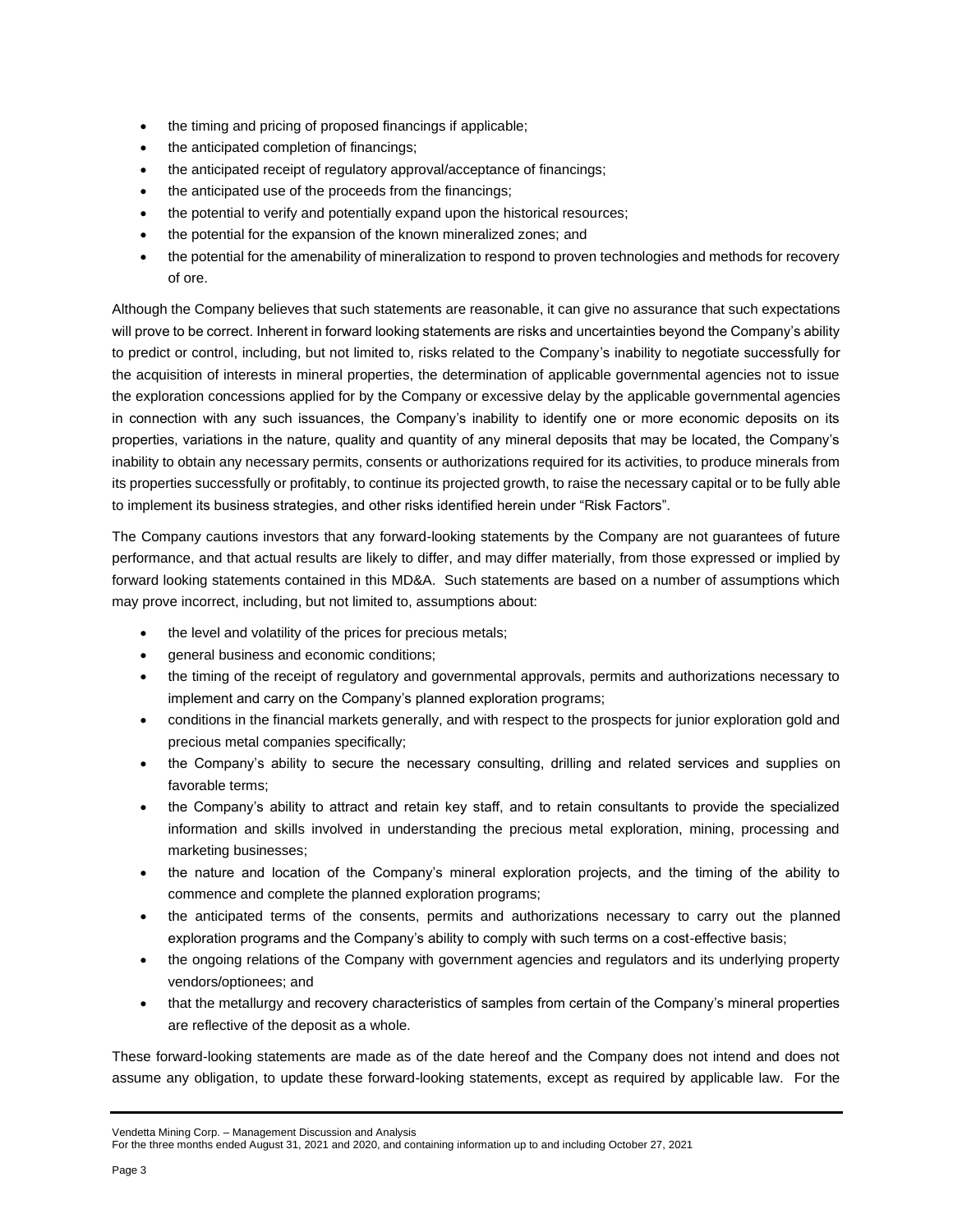- the timing and pricing of proposed financings if applicable;
- the anticipated completion of financings;
- the anticipated receipt of regulatory approval/acceptance of financings;
- the anticipated use of the proceeds from the financings;
- the potential to verify and potentially expand upon the historical resources;
- the potential for the expansion of the known mineralized zones; and
- the potential for the amenability of mineralization to respond to proven technologies and methods for recovery of ore.

Although the Company believes that such statements are reasonable, it can give no assurance that such expectations will prove to be correct. Inherent in forward looking statements are risks and uncertainties beyond the Company's ability to predict or control, including, but not limited to, risks related to the Company's inability to negotiate successfully for the acquisition of interests in mineral properties, the determination of applicable governmental agencies not to issue the exploration concessions applied for by the Company or excessive delay by the applicable governmental agencies in connection with any such issuances, the Company's inability to identify one or more economic deposits on its properties, variations in the nature, quality and quantity of any mineral deposits that may be located, the Company's inability to obtain any necessary permits, consents or authorizations required for its activities, to produce minerals from its properties successfully or profitably, to continue its projected growth, to raise the necessary capital or to be fully able to implement its business strategies, and other risks identified herein under "Risk Factors".

The Company cautions investors that any forward-looking statements by the Company are not guarantees of future performance, and that actual results are likely to differ, and may differ materially, from those expressed or implied by forward looking statements contained in this MD&A. Such statements are based on a number of assumptions which may prove incorrect, including, but not limited to, assumptions about:

- the level and volatility of the prices for precious metals;
- general business and economic conditions;
- the timing of the receipt of regulatory and governmental approvals, permits and authorizations necessary to implement and carry on the Company's planned exploration programs;
- conditions in the financial markets generally, and with respect to the prospects for junior exploration gold and precious metal companies specifically;
- the Company's ability to secure the necessary consulting, drilling and related services and supplies on favorable terms;
- the Company's ability to attract and retain key staff, and to retain consultants to provide the specialized information and skills involved in understanding the precious metal exploration, mining, processing and marketing businesses;
- the nature and location of the Company's mineral exploration projects, and the timing of the ability to commence and complete the planned exploration programs;
- the anticipated terms of the consents, permits and authorizations necessary to carry out the planned exploration programs and the Company's ability to comply with such terms on a cost-effective basis;
- the ongoing relations of the Company with government agencies and regulators and its underlying property vendors/optionees; and
- that the metallurgy and recovery characteristics of samples from certain of the Company's mineral properties are reflective of the deposit as a whole.

These forward-looking statements are made as of the date hereof and the Company does not intend and does not assume any obligation, to update these forward-looking statements, except as required by applicable law. For the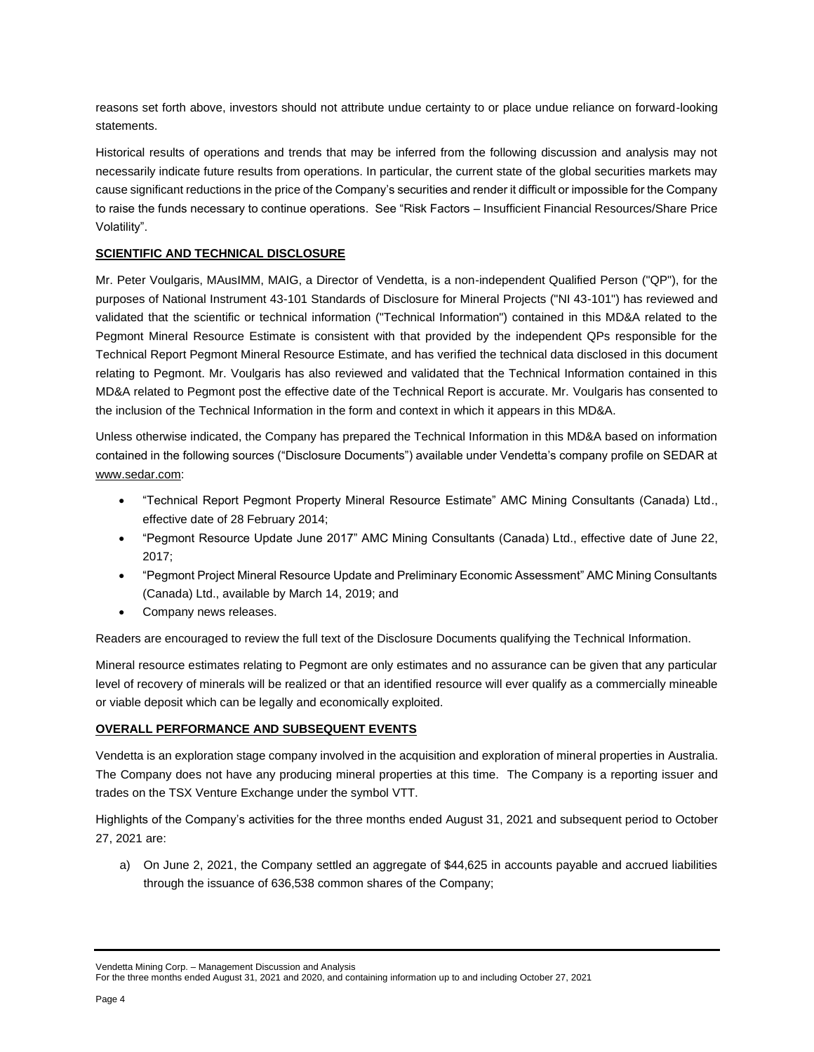reasons set forth above, investors should not attribute undue certainty to or place undue reliance on forward-looking statements.

Historical results of operations and trends that may be inferred from the following discussion and analysis may not necessarily indicate future results from operations. In particular, the current state of the global securities markets may cause significant reductions in the price of the Company's securities and render it difficult or impossible for the Company to raise the funds necessary to continue operations. See "Risk Factors – Insufficient Financial Resources/Share Price Volatility".

## SCIENTIFIC AND TECHNICAL DISCLOSURE

Mr. Peter Voulgaris, MAusIMM, MAIG, a Director of Vendetta, is a non-independent Qualified Person ("QP"), for the purposes of National Instrument 43-101 Standards of Disclosure for Mineral Projects ("NI 43-101") has reviewed and validated that the scientific or technical information ("Technical Information") contained in this MD&A related to the Pegmont Mineral Resource Estimate is consistent with that provided by the independent QPs responsible for the Technical Report Pegmont Mineral Resource Estimate, and has verified the technical data disclosed in this document relating to Pegmont. Mr. Voulgaris has also reviewed and validated that the Technical Information contained in this MD&A related to Pegmont post the effective date of the Technical Report is accurate. Mr. Voulgaris has consented to the inclusion of the Technical Information in the form and context in which it appears in this MD&A.

Unless otherwise indicated, the Company has prepared the Technical Information in this MD&A based on information contained in the following sources ("Disclosure Documents") available under Vendetta's company profile on SEDAR at www.sedar.com:

- "Technical Report Pegmont Property Mineral Resource Estimate" AMC Mining Consultants (Canada) Ltd., effective date of 28 February 2014;
- "Pegmont Resource Update June 2017" AMC Mining Consultants (Canada) Ltd., effective date of June 22, 2017;
- "Pegmont Project Mineral Resource Update and Preliminary Economic Assessment" AMC Mining Consultants (Canada) Ltd., available by March 14, 2019; and
- Company news releases.

Readers are encouraged to review the full text of the Disclosure Documents qualifying the Technical Information.

Mineral resource estimates relating to Pegmont are only estimates and no assurance can be given that any particular level of recovery of minerals will be realized or that an identified resource will ever qualify as a commercially mineable or viable deposit which can be legally and economically exploited.

## OVERALL PERFORMANCE AND SUBSEQUENT EVENTS

Vendetta is an exploration stage company involved in the acquisition and exploration of mineral properties in Australia. The Company does not have any producing mineral properties at this time. The Company is a reporting issuer and trades on the TSX Venture Exchange under the symbol VTT.

Highlights of the Company's activities for the three months ended August 31, 2021 and subsequent period to October 27, 2021 are:

a) On June 2, 2021, the Company settled an aggregate of $44,625 in accounts payable and accrued liabilities through the issuance of 636,538 common shares of the Company;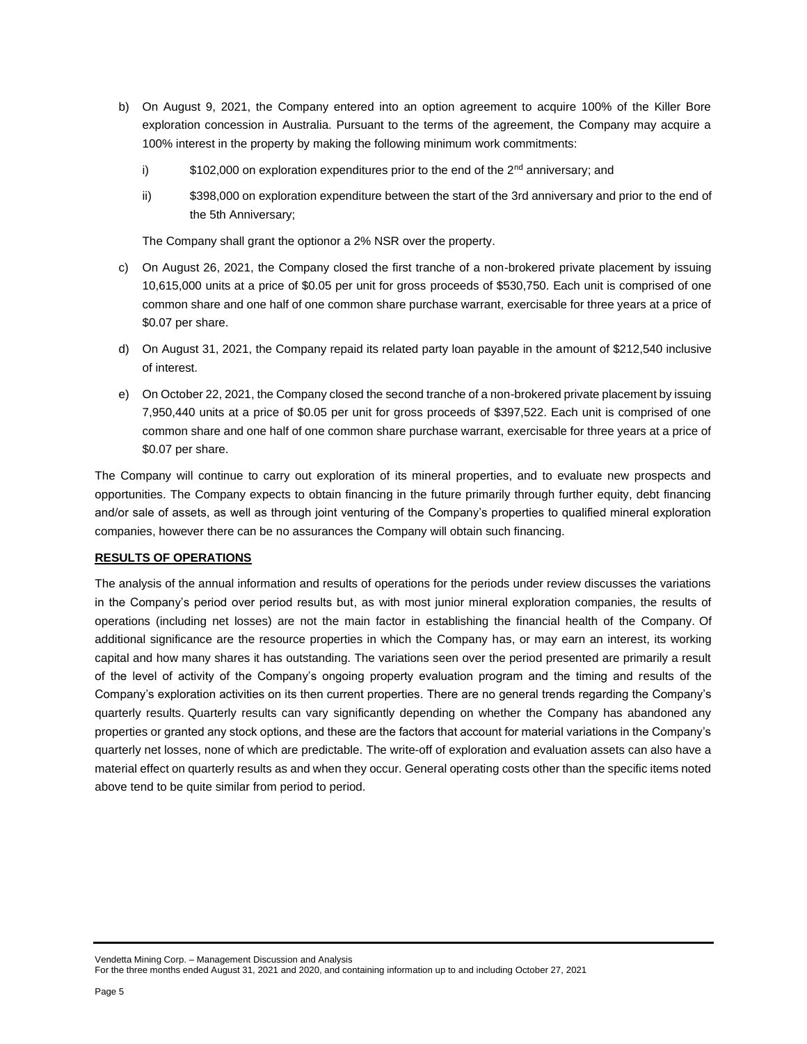b) On August 9, 2021, the Company entered into an option agreement to acquire 100% of the Killer Bore exploration concession in Australia. Pursuant to the terms of the agreement, the Company may acquire a 100% interest in the property by making the following minimum work commitments:

   i) $102,000 on exploration expenditures prior to the end of the 2nd anniversary; and

   ii) $398,000 on exploration expenditure between the start of the 3rd anniversary and prior to the end of the 5th Anniversary;

   The Company shall grant the optionor a 2% NSR over the property.

c) On August 26, 2021, the Company closed the first tranche of a non-brokered private placement by issuing 10,615,000 units at a price of $0.05 per unit for gross proceeds of $530,750. Each unit is comprised of one common share and one half of one common share purchase warrant, exercisable for three years at a price of $0.07 per share.

d) On August 31, 2021, the Company repaid its related party loan payable in the amount of $212,540 inclusive of interest.

e) On October 22, 2021, the Company closed the second tranche of a non-brokered private placement by issuing 7,950,440 units at a price of $0.05 per unit for gross proceeds of $397,522. Each unit is comprised of one common share and one half of one common share purchase warrant, exercisable for three years at a price of $0.07 per share.

The Company will continue to carry out exploration of its mineral properties, and to evaluate new prospects and opportunities. The Company expects to obtain financing in the future primarily through further equity, debt financing and/or sale of assets, as well as through joint venturing of the Company's properties to qualified mineral exploration companies, however there can be no assurances the Company will obtain such financing.

## RESULTS OF OPERATIONS

The analysis of the annual information and results of operations for the periods under review discusses the variations in the Company's period over period results but, as with most junior mineral exploration companies, the results of operations (including net losses) are not the main factor in establishing the financial health of the Company. Of additional significance are the resource properties in which the Company has, or may earn an interest, its working capital and how many shares it has outstanding. The variations seen over the period presented are primarily a result of the level of activity of the Company's ongoing property evaluation program and the timing and results of the Company's exploration activities on its then current properties. There are no general trends regarding the Company's quarterly results. Quarterly results can vary significantly depending on whether the Company has abandoned any properties or granted any stock options, and these are the factors that account for material variations in the Company's quarterly net losses, none of which are predictable. The write-off of exploration and evaluation assets can also have a material effect on quarterly results as and when they occur. General operating costs other than the specific items noted above tend to be quite similar from period to period.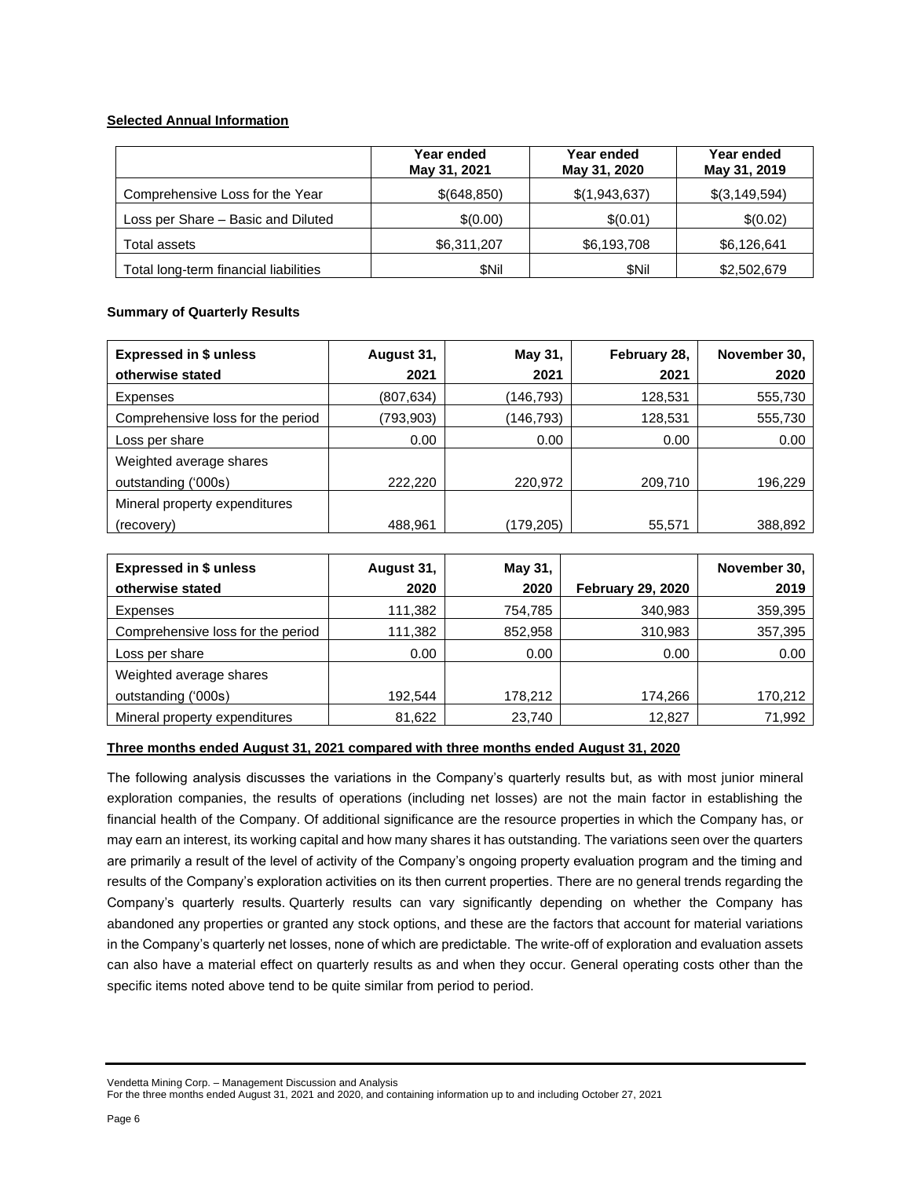**Selected Annual Information**

| | Year ended May 31, 2021 | Year ended May 31, 2020 | Year ended May 31, 2019 |
|---|---|---|---|
| Comprehensive Loss for the Year | $(648,850) | $(1,943,637) | $(3,149,594) |
| Loss per Share – Basic and Diluted | $(0.00) | $(0.01) | $(0.02) |
| Total assets | $6,311,207 | $6,193,708 | $6,126,641 |
| Total long-term financial liabilities | $Nil | $Nil | $2,502,679 |

**Summary of Quarterly Results**

| Expressed in $ unless otherwise stated | August 31, 2021 | May 31, 2021 | February 28, 2021 | November 30, 2020 |
|---|---|---|---|---|
| Expenses | (807,634) | (146,793) | 128,531 | 555,730 |
| Comprehensive loss for the period | (793,903) | (146,793) | 128,531 | 555,730 |
| Loss per share | 0.00 | 0.00 | 0.00 | 0.00 |
| Weighted average shares outstanding ('000s) | 222,220 | 220,972 | 209,710 | 196,229 |
| Mineral property expenditures (recovery) | 488,961 | (179,205) | 55,571 | 388,892 |

| Expressed in $ unless otherwise stated | August 31, 2020 | May 31, 2020 | February 29, 2020 | November 30, 2019 |
|---|---|---|---|---|
| Expenses | 111,382 | 754,785 | 340,983 | 359,395 |
| Comprehensive loss for the period | 111,382 | 852,958 | 310,983 | 357,395 |
| Loss per share | 0.00 | 0.00 | 0.00 | 0.00 |
| Weighted average shares outstanding ('000s) | 192,544 | 178,212 | 174,266 | 170,212 |
| Mineral property expenditures | 81,622 | 23,740 | 12,827 | 71,992 |

**Three months ended August 31, 2021 compared with three months ended August 31, 2020**

The following analysis discusses the variations in the Company's quarterly results but, as with most junior mineral exploration companies, the results of operations (including net losses) are not the main factor in establishing the financial health of the Company. Of additional significance are the resource properties in which the Company has, or may earn an interest, its working capital and how many shares it has outstanding. The variations seen over the quarters are primarily a result of the level of activity of the Company's ongoing property evaluation program and the timing and results of the Company's exploration activities on its then current properties. There are no general trends regarding the Company's quarterly results. Quarterly results can vary significantly depending on whether the Company has abandoned any properties or granted any stock options, and these are the factors that account for material variations in the Company's quarterly net losses, none of which are predictable. The write-off of exploration and evaluation assets can also have a material effect on quarterly results as and when they occur. General operating costs other than the specific items noted above tend to be quite similar from period to period.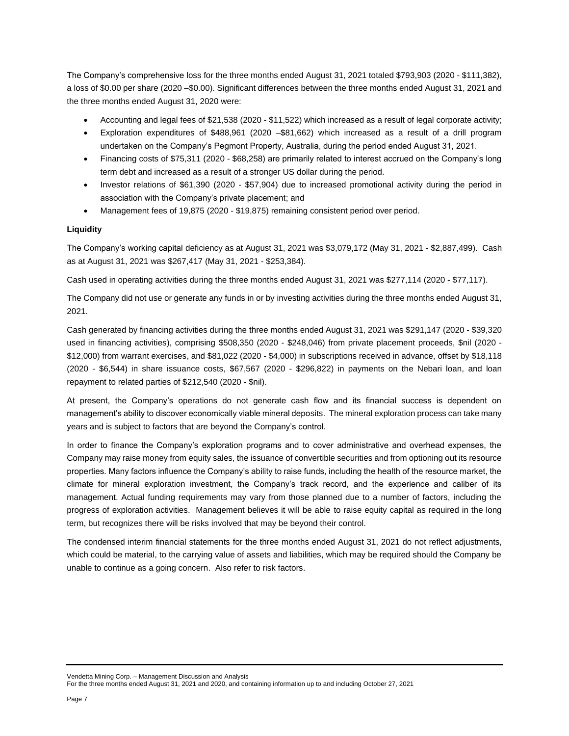The Company's comprehensive loss for the three months ended August 31, 2021 totaled $793,903 (2020 - $111,382), a loss of $0.00 per share (2020 –$0.00). Significant differences between the three months ended August 31, 2021 and the three months ended August 31, 2020 were:

- Accounting and legal fees of $21,538 (2020 - $11,522) which increased as a result of legal corporate activity;
- Exploration expenditures of $488,961 (2020 –$81,662) which increased as a result of a drill program undertaken on the Company's Pegmont Property, Australia, during the period ended August 31, 2021.
- Financing costs of $75,311 (2020 - $68,258) are primarily related to interest accrued on the Company's long term debt and increased as a result of a stronger US dollar during the period.
- Investor relations of $61,390 (2020 - $57,904) due to increased promotional activity during the period in association with the Company's private placement; and
- Management fees of 19,875 (2020 - $19,875) remaining consistent period over period.

**Liquidity**

The Company's working capital deficiency as at August 31, 2021 was $3,079,172 (May 31, 2021 - $2,887,499). Cash as at August 31, 2021 was $267,417 (May 31, 2021 - $253,384).

Cash used in operating activities during the three months ended August 31, 2021 was $277,114 (2020 - $77,117).

The Company did not use or generate any funds in or by investing activities during the three months ended August 31, 2021.

Cash generated by financing activities during the three months ended August 31, 2021 was $291,147 (2020 - $39,320 used in financing activities), comprising $508,350 (2020 - $248,046) from private placement proceeds, $nil (2020 - $12,000) from warrant exercises, and $81,022 (2020 - $4,000) in subscriptions received in advance, offset by $18,118 (2020 - $6,544) in share issuance costs, $67,567 (2020 - $296,822) in payments on the Nebari loan, and loan repayment to related parties of $212,540 (2020 - $nil).

At present, the Company's operations do not generate cash flow and its financial success is dependent on management's ability to discover economically viable mineral deposits. The mineral exploration process can take many years and is subject to factors that are beyond the Company's control.

In order to finance the Company's exploration programs and to cover administrative and overhead expenses, the Company may raise money from equity sales, the issuance of convertible securities and from optioning out its resource properties. Many factors influence the Company's ability to raise funds, including the health of the resource market, the climate for mineral exploration investment, the Company's track record, and the experience and caliber of its management. Actual funding requirements may vary from those planned due to a number of factors, including the progress of exploration activities. Management believes it will be able to raise equity capital as required in the long term, but recognizes there will be risks involved that may be beyond their control.

The condensed interim financial statements for the three months ended August 31, 2021 do not reflect adjustments, which could be material, to the carrying value of assets and liabilities, which may be required should the Company be unable to continue as a going concern. Also refer to risk factors.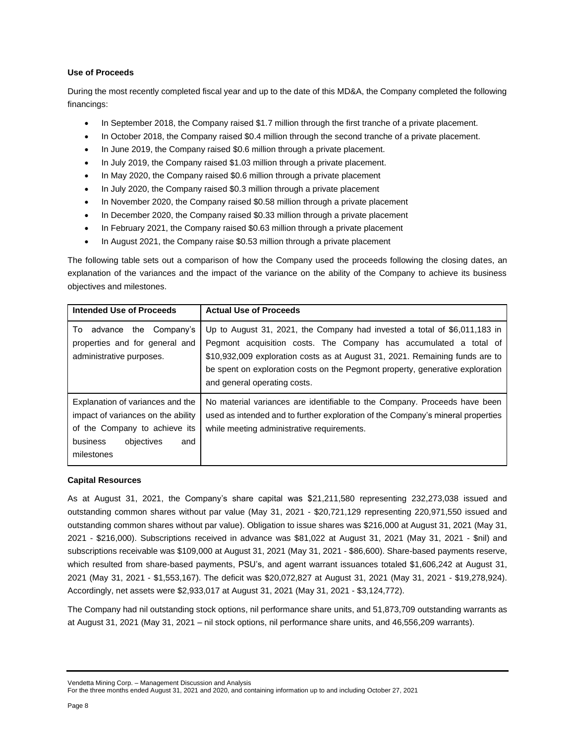**Use of Proceeds**

During the most recently completed fiscal year and up to the date of this MD&A, the Company completed the following financings:

- In September 2018, the Company raised $1.7 million through the first tranche of a private placement.
- In October 2018, the Company raised $0.4 million through the second tranche of a private placement.
- In June 2019, the Company raised $0.6 million through a private placement.
- In July 2019, the Company raised $1.03 million through a private placement.
- In May 2020, the Company raised $0.6 million through a private placement
- In July 2020, the Company raised $0.3 million through a private placement
- In November 2020, the Company raised $0.58 million through a private placement
- In December 2020, the Company raised $0.33 million through a private placement
- In February 2021, the Company raised $0.63 million through a private placement
- In August 2021, the Company raise $0.53 million through a private placement

The following table sets out a comparison of how the Company used the proceeds following the closing dates, an explanation of the variances and the impact of the variance on the ability of the Company to achieve its business objectives and milestones.

| Intended Use of Proceeds | Actual Use of Proceeds |
|---|---|
| To advance the Company's properties and for general and administrative purposes. | Up to August 31, 2021, the Company had invested a total of $6,011,183 in Pegmont acquisition costs. The Company has accumulated a total of $10,932,009 exploration costs as at August 31, 2021. Remaining funds are to be spent on exploration costs on the Pegmont property, generative exploration and general operating costs. |
| Explanation of variances and the impact of variances on the ability of the Company to achieve its business objectives and milestones | No material variances are identifiable to the Company. Proceeds have been used as intended and to further exploration of the Company's mineral properties while meeting administrative requirements. |

**Capital Resources**

As at August 31, 2021, the Company's share capital was $21,211,580 representing 232,273,038 issued and outstanding common shares without par value (May 31, 2021 - $20,721,129 representing 220,971,550 issued and outstanding common shares without par value). Obligation to issue shares was $216,000 at August 31, 2021 (May 31, 2021 - $216,000). Subscriptions received in advance was $81,022 at August 31, 2021 (May 31, 2021 - $nil) and subscriptions receivable was $109,000 at August 31, 2021 (May 31, 2021 - $86,600). Share-based payments reserve, which resulted from share-based payments, PSU's, and agent warrant issuances totaled $1,606,242 at August 31, 2021 (May 31, 2021 - $1,553,167). The deficit was $20,072,827 at August 31, 2021 (May 31, 2021 - $19,278,924). Accordingly, net assets were $2,933,017 at August 31, 2021 (May 31, 2021 - $3,124,772).

The Company had nil outstanding stock options, nil performance share units, and 51,873,709 outstanding warrants as at August 31, 2021 (May 31, 2021 – nil stock options, nil performance share units, and 46,556,209 warrants).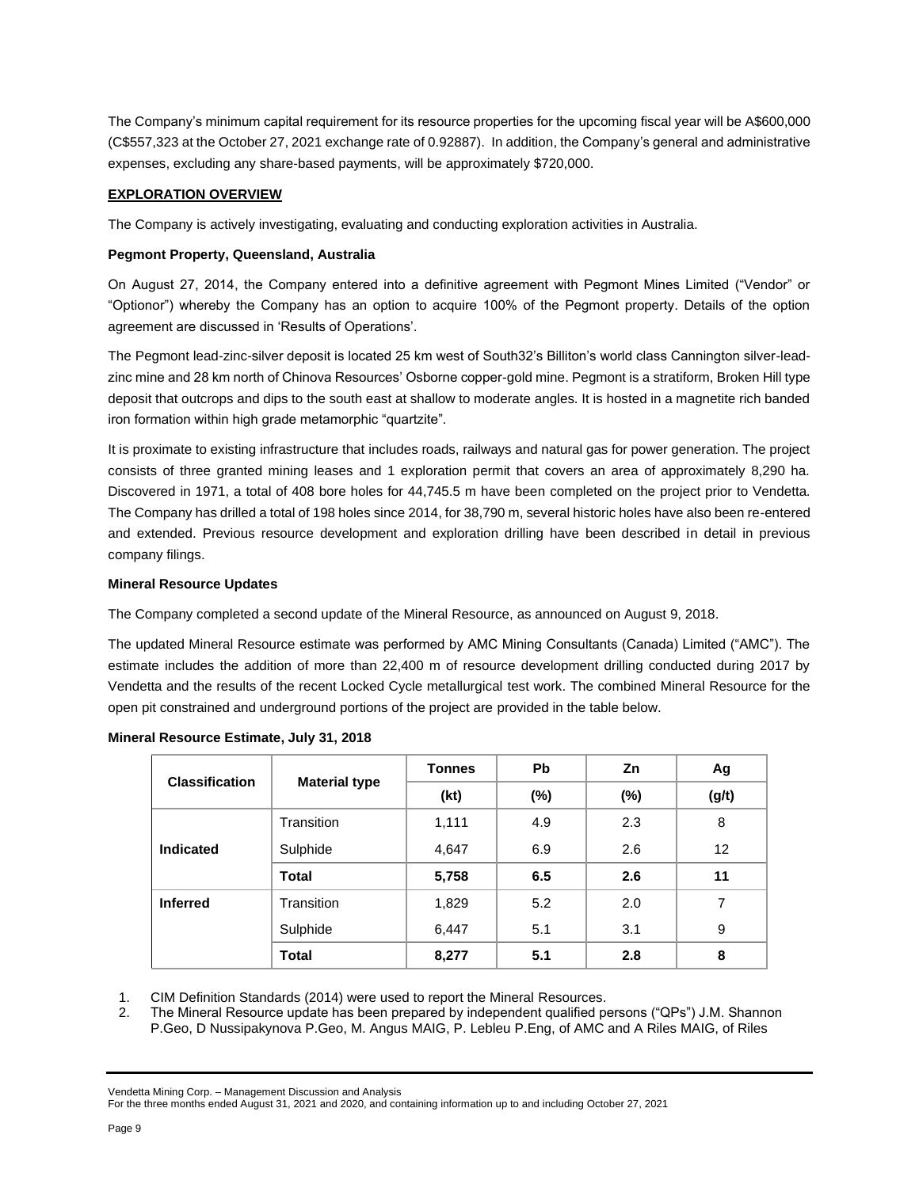The Company's minimum capital requirement for its resource properties for the upcoming fiscal year will be A$600,000 (C$557,323 at the October 27, 2021 exchange rate of 0.92887). In addition, the Company's general and administrative expenses, excluding any share-based payments, will be approximately $720,000.

## EXPLORATION OVERVIEW

The Company is actively investigating, evaluating and conducting exploration activities in Australia.

### Pegmont Property, Queensland, Australia

On August 27, 2014, the Company entered into a definitive agreement with Pegmont Mines Limited ("Vendor" or "Optionor") whereby the Company has an option to acquire 100% of the Pegmont property. Details of the option agreement are discussed in 'Results of Operations'.

The Pegmont lead-zinc-silver deposit is located 25 km west of South32's Billiton's world class Cannington silver-lead-zinc mine and 28 km north of Chinova Resources' Osborne copper-gold mine. Pegmont is a stratiform, Broken Hill type deposit that outcrops and dips to the south east at shallow to moderate angles. It is hosted in a magnetite rich banded iron formation within high grade metamorphic "quartzite".

It is proximate to existing infrastructure that includes roads, railways and natural gas for power generation. The project consists of three granted mining leases and 1 exploration permit that covers an area of approximately 8,290 ha. Discovered in 1971, a total of 408 bore holes for 44,745.5 m have been completed on the project prior to Vendetta. The Company has drilled a total of 198 holes since 2014, for 38,790 m, several historic holes have also been re-entered and extended. Previous resource development and exploration drilling have been described in detail in previous company filings.

### Mineral Resource Updates

The Company completed a second update of the Mineral Resource, as announced on August 9, 2018.

The updated Mineral Resource estimate was performed by AMC Mining Consultants (Canada) Limited ("AMC"). The estimate includes the addition of more than 22,400 m of resource development drilling conducted during 2017 by Vendetta and the results of the recent Locked Cycle metallurgical test work. The combined Mineral Resource for the open pit constrained and underground portions of the project are provided in the table below.

**Mineral Resource Estimate, July 31, 2018**

| Classification | Material type | Tonnes (kt) | Pb (%) | Zn (%) | Ag (g/t) |
|---|---|---|---|---|---|
| **Indicated** | Transition | 1,111 | 4.9 | 2.3 | 8 |
| | Sulphide | 4,647 | 6.9 | 2.6 | 12 |
| | **Total** | **5,758** | **6.5** | **2.6** | **11** |
| **Inferred** | Transition | 1,829 | 5.2 | 2.0 | 7 |
| | Sulphide | 6,447 | 5.1 | 3.1 | 9 |
| | **Total** | **8,277** | **5.1** | **2.8** | **8** |

1. CIM Definition Standards (2014) were used to report the Mineral Resources.
2. The Mineral Resource update has been prepared by independent qualified persons ("QPs") J.M. Shannon P.Geo, D Nussipakynova P.Geo, M. Angus MAIG, P. Lebleu P.Eng, of AMC and A Riles MAIG, of Riles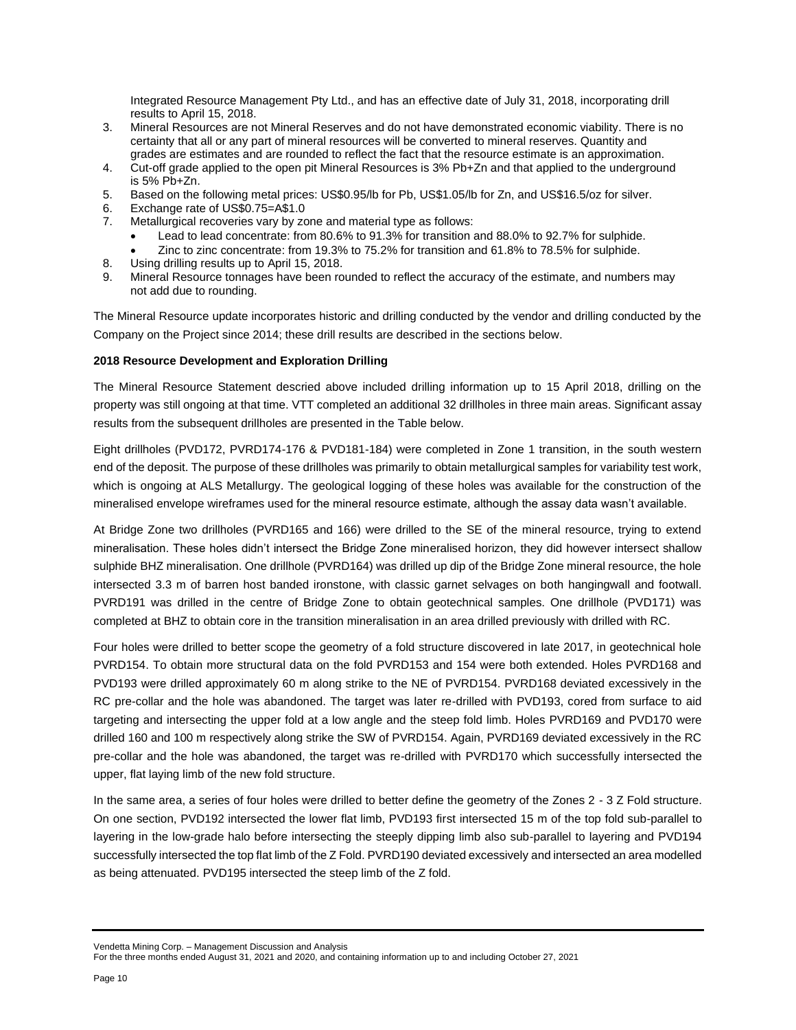Integrated Resource Management Pty Ltd., and has an effective date of July 31, 2018, incorporating drill results to April 15, 2018.

3. Mineral Resources are not Mineral Reserves and do not have demonstrated economic viability. There is no certainty that all or any part of mineral resources will be converted to mineral reserves. Quantity and grades are estimates and are rounded to reflect the fact that the resource estimate is an approximation.
4. Cut-off grade applied to the open pit Mineral Resources is 3% Pb+Zn and that applied to the underground is 5% Pb+Zn.
5. Based on the following metal prices: US$0.95/lb for Pb, US$1.05/lb for Zn, and US$16.5/oz for silver.
6. Exchange rate of US$0.75=A$1.0
7. Metallurgical recoveries vary by zone and material type as follows:
   - Lead to lead concentrate: from 80.6% to 91.3% for transition and 88.0% to 92.7% for sulphide.
   - Zinc to zinc concentrate: from 19.3% to 75.2% for transition and 61.8% to 78.5% for sulphide.
8. Using drilling results up to April 15, 2018.
9. Mineral Resource tonnages have been rounded to reflect the accuracy of the estimate, and numbers may not add due to rounding.

The Mineral Resource update incorporates historic and drilling conducted by the vendor and drilling conducted by the Company on the Project since 2014; these drill results are described in the sections below.

**2018 Resource Development and Exploration Drilling**

The Mineral Resource Statement descried above included drilling information up to 15 April 2018, drilling on the property was still ongoing at that time. VTT completed an additional 32 drillholes in three main areas. Significant assay results from the subsequent drillholes are presented in the Table below.

Eight drillholes (PVD172, PVRD174-176 & PVD181-184) were completed in Zone 1 transition, in the south western end of the deposit. The purpose of these drillholes was primarily to obtain metallurgical samples for variability test work, which is ongoing at ALS Metallurgy. The geological logging of these holes was available for the construction of the mineralised envelope wireframes used for the mineral resource estimate, although the assay data wasn't available.

At Bridge Zone two drillholes (PVRD165 and 166) were drilled to the SE of the mineral resource, trying to extend mineralisation. These holes didn't intersect the Bridge Zone mineralised horizon, they did however intersect shallow sulphide BHZ mineralisation. One drillhole (PVRD164) was drilled up dip of the Bridge Zone mineral resource, the hole intersected 3.3 m of barren host banded ironstone, with classic garnet selvages on both hangingwall and footwall. PVRD191 was drilled in the centre of Bridge Zone to obtain geotechnical samples. One drillhole (PVD171) was completed at BHZ to obtain core in the transition mineralisation in an area drilled previously with drilled with RC.

Four holes were drilled to better scope the geometry of a fold structure discovered in late 2017, in geotechnical hole PVRD154. To obtain more structural data on the fold PVRD153 and 154 were both extended. Holes PVRD168 and PVD193 were drilled approximately 60 m along strike to the NE of PVRD154. PVRD168 deviated excessively in the RC pre-collar and the hole was abandoned. The target was later re-drilled with PVD193, cored from surface to aid targeting and intersecting the upper fold at a low angle and the steep fold limb. Holes PVRD169 and PVD170 were drilled 160 and 100 m respectively along strike the SW of PVRD154. Again, PVRD169 deviated excessively in the RC pre-collar and the hole was abandoned, the target was re-drilled with PVRD170 which successfully intersected the upper, flat laying limb of the new fold structure.

In the same area, a series of four holes were drilled to better define the geometry of the Zones 2 - 3 Z Fold structure. On one section, PVD192 intersected the lower flat limb, PVD193 first intersected 15 m of the top fold sub-parallel to layering in the low-grade halo before intersecting the steeply dipping limb also sub-parallel to layering and PVD194 successfully intersected the top flat limb of the Z Fold. PVRD190 deviated excessively and intersected an area modelled as being attenuated. PVD195 intersected the steep limb of the Z fold.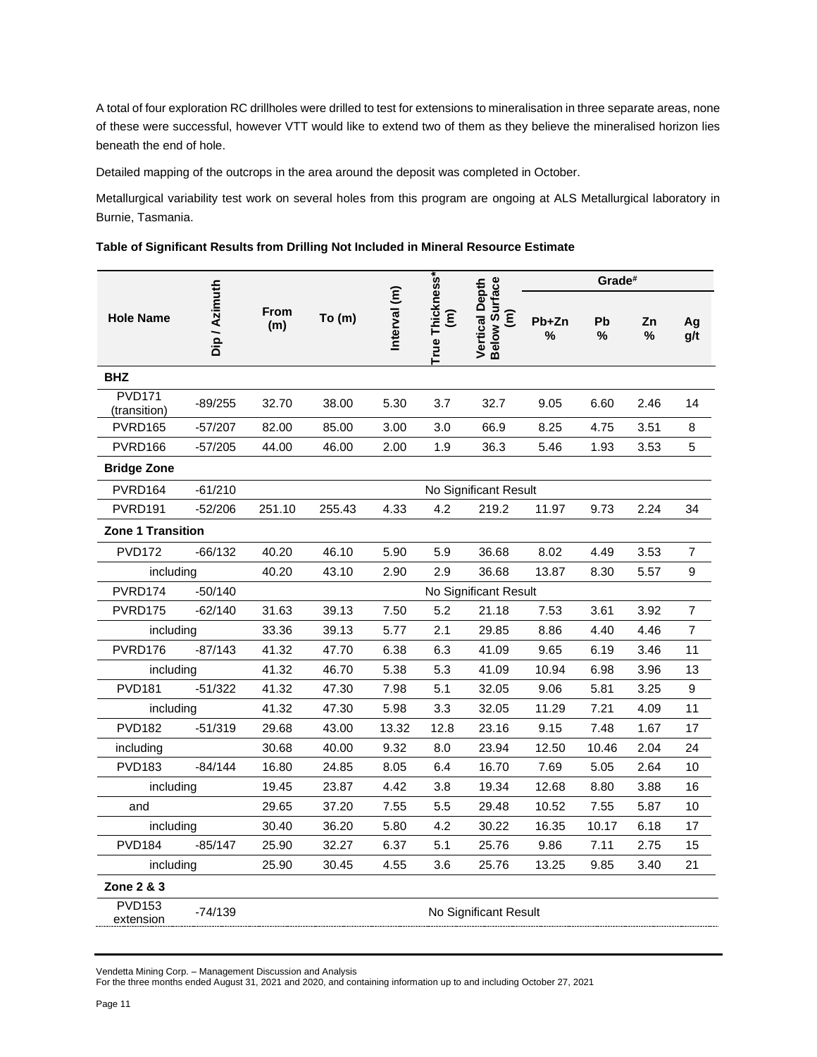A total of four exploration RC drillholes were drilled to test for extensions to mineralisation in three separate areas, none of these were successful, however VTT would like to extend two of them as they believe the mineralised horizon lies beneath the end of hole.

Detailed mapping of the outcrops in the area around the deposit was completed in October.

Metallurgical variability test work on several holes from this program are ongoing at ALS Metallurgical laboratory in Burnie, Tasmania.

**Table of Significant Results from Drilling Not Included in Mineral Resource Estimate**

| Hole Name | Dip / Azimuth | From (m) | To (m) | Interval (m) | True Thickness* (m) | Vertical Depth Below Surface (m) | Grade# | | | |
|---|---|---|---|---|---|---|---|---|---|---|
| | | | | | | | Pb+Zn % | Pb % | Zn % | Ag g/t |
| **BHZ** | | | | | | | | | | |
| PVD171 (transition) | -89/255 | 32.70 | 38.00 | 5.30 | 3.7 | 32.7 | 9.05 | 6.60 | 2.46 | 14 |
| PVRD165 | -57/207 | 82.00 | 85.00 | 3.00 | 3.0 | 66.9 | 8.25 | 4.75 | 3.51 | 8 |
| PVRD166 | -57/205 | 44.00 | 46.00 | 2.00 | 1.9 | 36.3 | 5.46 | 1.93 | 3.53 | 5 |
| **Bridge Zone** | | | | | | | | | | |
| PVRD164 | -61/210 | No Significant Result | | | | | | | | |
| PVRD191 | -52/206 | 251.10 | 255.43 | 4.33 | 4.2 | 219.2 | 11.97 | 9.73 | 2.24 | 34 |
| **Zone 1 Transition** | | | | | | | | | | |
| PVD172 | -66/132 | 40.20 | 46.10 | 5.90 | 5.9 | 36.68 | 8.02 | 4.49 | 3.53 | 7 |
| including | | 40.20 | 43.10 | 2.90 | 2.9 | 36.68 | 13.87 | 8.30 | 5.57 | 9 |
| PVRD174 | -50/140 | No Significant Result | | | | | | | | |
| PVRD175 | -62/140 | 31.63 | 39.13 | 7.50 | 5.2 | 21.18 | 7.53 | 3.61 | 3.92 | 7 |
| including | | 33.36 | 39.13 | 5.77 | 2.1 | 29.85 | 8.86 | 4.40 | 4.46 | 7 |
| PVRD176 | -87/143 | 41.32 | 47.70 | 6.38 | 6.3 | 41.09 | 9.65 | 6.19 | 3.46 | 11 |
| including | | 41.32 | 46.70 | 5.38 | 5.3 | 41.09 | 10.94 | 6.98 | 3.96 | 13 |
| PVD181 | -51/322 | 41.32 | 47.30 | 7.98 | 5.1 | 32.05 | 9.06 | 5.81 | 3.25 | 9 |
| including | | 41.32 | 47.30 | 5.98 | 3.3 | 32.05 | 11.29 | 7.21 | 4.09 | 11 |
| PVD182 | -51/319 | 29.68 | 43.00 | 13.32 | 12.8 | 23.16 | 9.15 | 7.48 | 1.67 | 17 |
| including | | 30.68 | 40.00 | 9.32 | 8.0 | 23.94 | 12.50 | 10.46 | 2.04 | 24 |
| PVD183 | -84/144 | 16.80 | 24.85 | 8.05 | 6.4 | 16.70 | 7.69 | 5.05 | 2.64 | 10 |
| including | | 19.45 | 23.87 | 4.42 | 3.8 | 19.34 | 12.68 | 8.80 | 3.88 | 16 |
| and | | 29.65 | 37.20 | 7.55 | 5.5 | 29.48 | 10.52 | 7.55 | 5.87 | 10 |
| including | | 30.40 | 36.20 | 5.80 | 4.2 | 30.22 | 16.35 | 10.17 | 6.18 | 17 |
| PVD184 | -85/147 | 25.90 | 32.27 | 6.37 | 5.1 | 25.76 | 9.86 | 7.11 | 2.75 | 15 |
| including | | 25.90 | 30.45 | 4.55 | 3.6 | 25.76 | 13.25 | 9.85 | 3.40 | 21 |
| **Zone 2 & 3** | | | | | | | | | | |
| PVD153 extension | -74/139 | No Significant Result | | | | | | | | |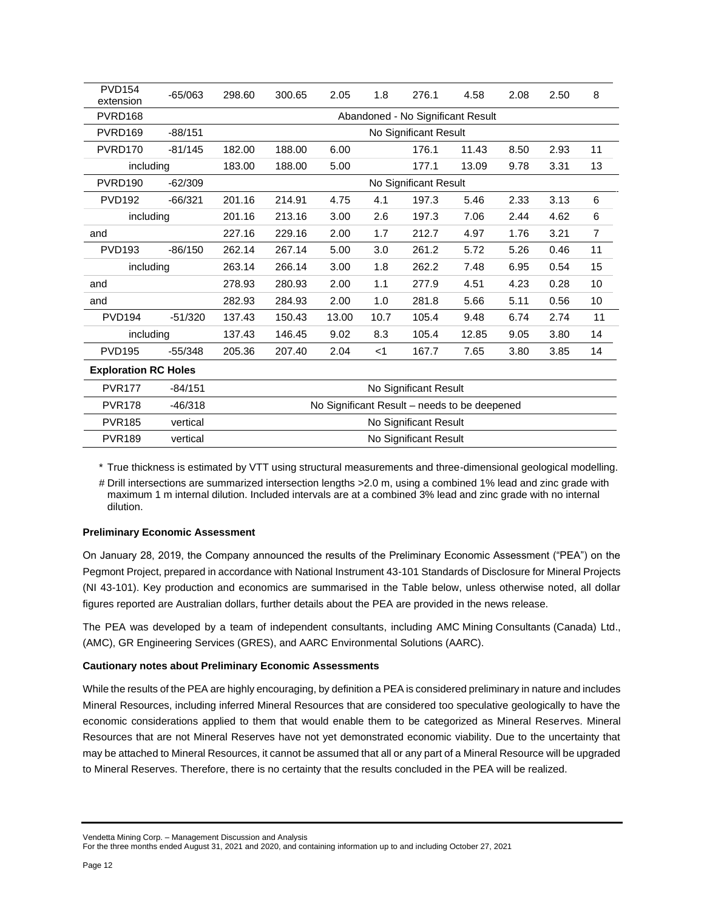| PVD154 extension | -65/063 | 298.60 | 300.65 | 2.05 | 1.8 | 276.1 | 4.58 | 2.08 | 2.50 | 8 |
|---|---|---|---|---|---|---|---|---|---|---|
| PVRD168 | | Abandoned - No Significant Result | | | | | | | | |
| PVRD169 | -88/151 | No Significant Result | | | | | | | | |
| PVRD170 | -81/145 | 182.00 | 188.00 | 6.00 | | 176.1 | 11.43 | 8.50 | 2.93 | 11 |
| including | | 183.00 | 188.00 | 5.00 | | 177.1 | 13.09 | 9.78 | 3.31 | 13 |
| PVRD190 | -62/309 | No Significant Result | | | | | | | | |
| PVD192 | -66/321 | 201.16 | 214.91 | 4.75 | 4.1 | 197.3 | 5.46 | 2.33 | 3.13 | 6 |
| including | | 201.16 | 213.16 | 3.00 | 2.6 | 197.3 | 7.06 | 2.44 | 4.62 | 6 |
| and | | 227.16 | 229.16 | 2.00 | 1.7 | 212.7 | 4.97 | 1.76 | 3.21 | 7 |
| PVD193 | -86/150 | 262.14 | 267.14 | 5.00 | 3.0 | 261.2 | 5.72 | 5.26 | 0.46 | 11 |
| including | | 263.14 | 266.14 | 3.00 | 1.8 | 262.2 | 7.48 | 6.95 | 0.54 | 15 |
| and | | 278.93 | 280.93 | 2.00 | 1.1 | 277.9 | 4.51 | 4.23 | 0.28 | 10 |
| and | | 282.93 | 284.93 | 2.00 | 1.0 | 281.8 | 5.66 | 5.11 | 0.56 | 10 |
| PVD194 | -51/320 | 137.43 | 150.43 | 13.00 | 10.7 | 105.4 | 9.48 | 6.74 | 2.74 | 11 |
| including | | 137.43 | 146.45 | 9.02 | 8.3 | 105.4 | 12.85 | 9.05 | 3.80 | 14 |
| PVD195 | -55/348 | 205.36 | 207.40 | 2.04 | <1 | 167.7 | 7.65 | 3.80 | 3.85 | 14 |
| **Exploration RC Holes** | | | | | | | | | | |
| PVR177 | -84/151 | No Significant Result | | | | | | | | |
| PVR178 | -46/318 | No Significant Result – needs to be deepened | | | | | | | | |
| PVR185 | vertical | No Significant Result | | | | | | | | |
| PVR189 | vertical | No Significant Result | | | | | | | | |

\* True thickness is estimated by VTT using structural measurements and three-dimensional geological modelling.

\# Drill intersections are summarized intersection lengths >2.0 m, using a combined 1% lead and zinc grade with maximum 1 m internal dilution. Included intervals are at a combined 3% lead and zinc grade with no internal dilution.

**Preliminary Economic Assessment**

On January 28, 2019, the Company announced the results of the Preliminary Economic Assessment ("PEA") on the Pegmont Project, prepared in accordance with National Instrument 43-101 Standards of Disclosure for Mineral Projects (NI 43-101). Key production and economics are summarised in the Table below, unless otherwise noted, all dollar figures reported are Australian dollars, further details about the PEA are provided in the news release.

The PEA was developed by a team of independent consultants, including AMC Mining Consultants (Canada) Ltd., (AMC), GR Engineering Services (GRES), and AARC Environmental Solutions (AARC).

**Cautionary notes about Preliminary Economic Assessments**

While the results of the PEA are highly encouraging, by definition a PEA is considered preliminary in nature and includes Mineral Resources, including inferred Mineral Resources that are considered too speculative geologically to have the economic considerations applied to them that would enable them to be categorized as Mineral Reserves. Mineral Resources that are not Mineral Reserves have not yet demonstrated economic viability. Due to the uncertainty that may be attached to Mineral Resources, it cannot be assumed that all or any part of a Mineral Resource will be upgraded to Mineral Reserves. Therefore, there is no certainty that the results concluded in the PEA will be realized.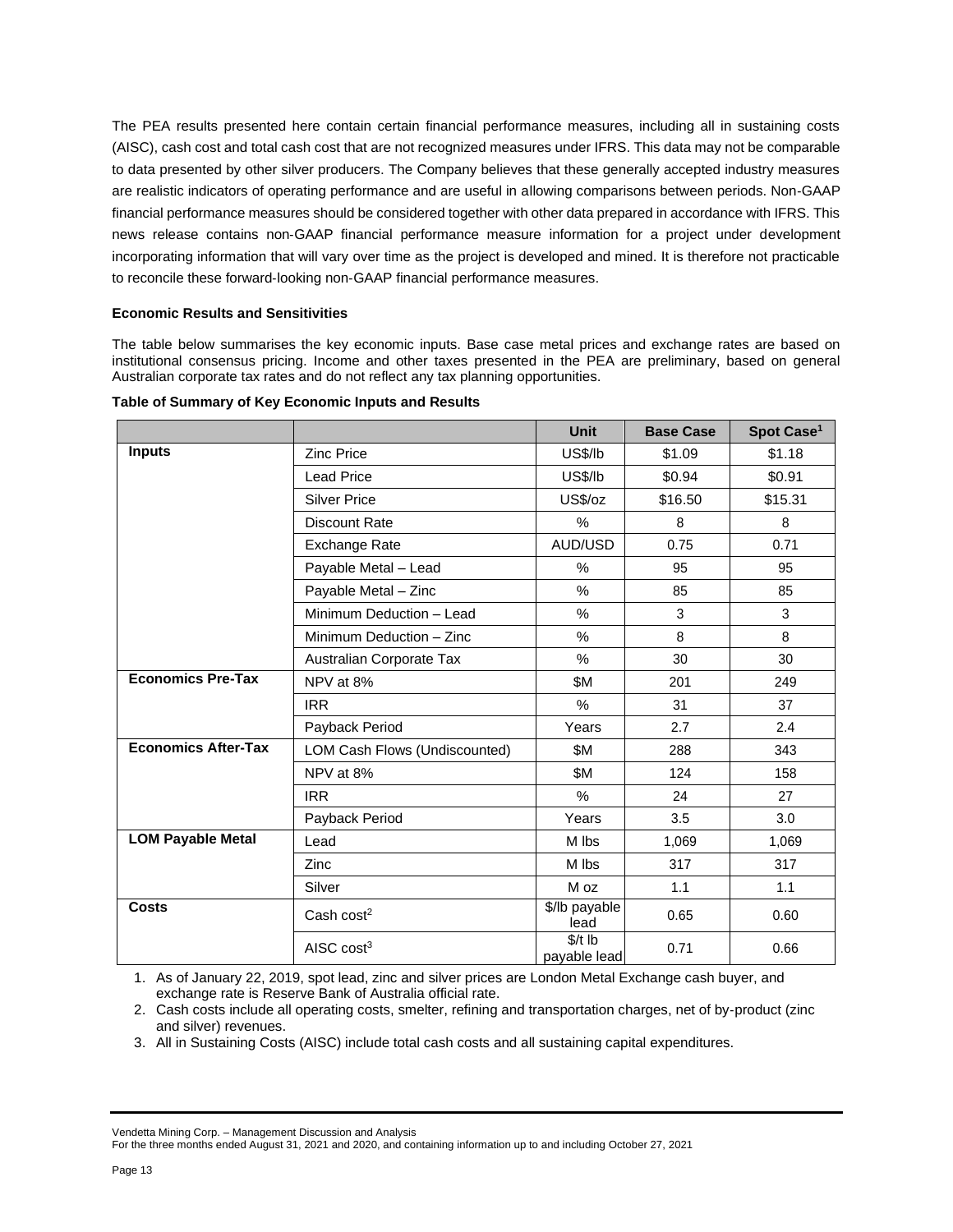The PEA results presented here contain certain financial performance measures, including all in sustaining costs (AISC), cash cost and total cash cost that are not recognized measures under IFRS. This data may not be comparable to data presented by other silver producers. The Company believes that these generally accepted industry measures are realistic indicators of operating performance and are useful in allowing comparisons between periods. Non-GAAP financial performance measures should be considered together with other data prepared in accordance with IFRS. This news release contains non-GAAP financial performance measure information for a project under development incorporating information that will vary over time as the project is developed and mined. It is therefore not practicable to reconcile these forward-looking non-GAAP financial performance measures.

**Economic Results and Sensitivities**

The table below summarises the key economic inputs. Base case metal prices and exchange rates are based on institutional consensus pricing. Income and other taxes presented in the PEA are preliminary, based on general Australian corporate tax rates and do not reflect any tax planning opportunities.

**Table of Summary of Key Economic Inputs and Results**

| | | Unit | Base Case | Spot Case[1] |
|---|---|---|---|---|
| **Inputs** | Zinc Price | US$/lb | $1.09 | $1.18 |
| | Lead Price | US$/lb | $0.94 | $0.91 |
| | Silver Price | US$/oz | $16.50 | $15.31 |
| | Discount Rate | % | 8 | 8 |
| | Exchange Rate | AUD/USD | 0.75 | 0.71 |
| | Payable Metal – Lead | % | 95 | 95 |
| | Payable Metal – Zinc | % | 85 | 85 |
| | Minimum Deduction – Lead | % | 3 | 3 |
| | Minimum Deduction – Zinc | % | 8 | 8 |
| | Australian Corporate Tax | % | 30 | 30 |
| **Economics Pre-Tax** | NPV at 8% | $M | 201 | 249 |
| | IRR | % | 31 | 37 |
| | Payback Period | Years | 2.7 | 2.4 |
| **Economics After-Tax** | LOM Cash Flows (Undiscounted) | $M | 288 | 343 |
| | NPV at 8% | $M | 124 | 158 |
| | IRR | % | 24 | 27 |
| | Payback Period | Years | 3.5 | 3.0 |
| **LOM Payable Metal** | Lead | M lbs | 1,069 | 1,069 |
| | Zinc | M lbs | 317 | 317 |
| | Silver | M oz | 1.1 | 1.1 |
| **Costs** | Cash cost[2] | $/lb payable lead | 0.65 | 0.60 |
| | AISC cost[3] | $/t lb payable lead | 0.71 | 0.66 |

1. As of January 22, 2019, spot lead, zinc and silver prices are London Metal Exchange cash buyer, and exchange rate is Reserve Bank of Australia official rate.
2. Cash costs include all operating costs, smelter, refining and transportation charges, net of by-product (zinc and silver) revenues.
3. All in Sustaining Costs (AISC) include total cash costs and all sustaining capital expenditures.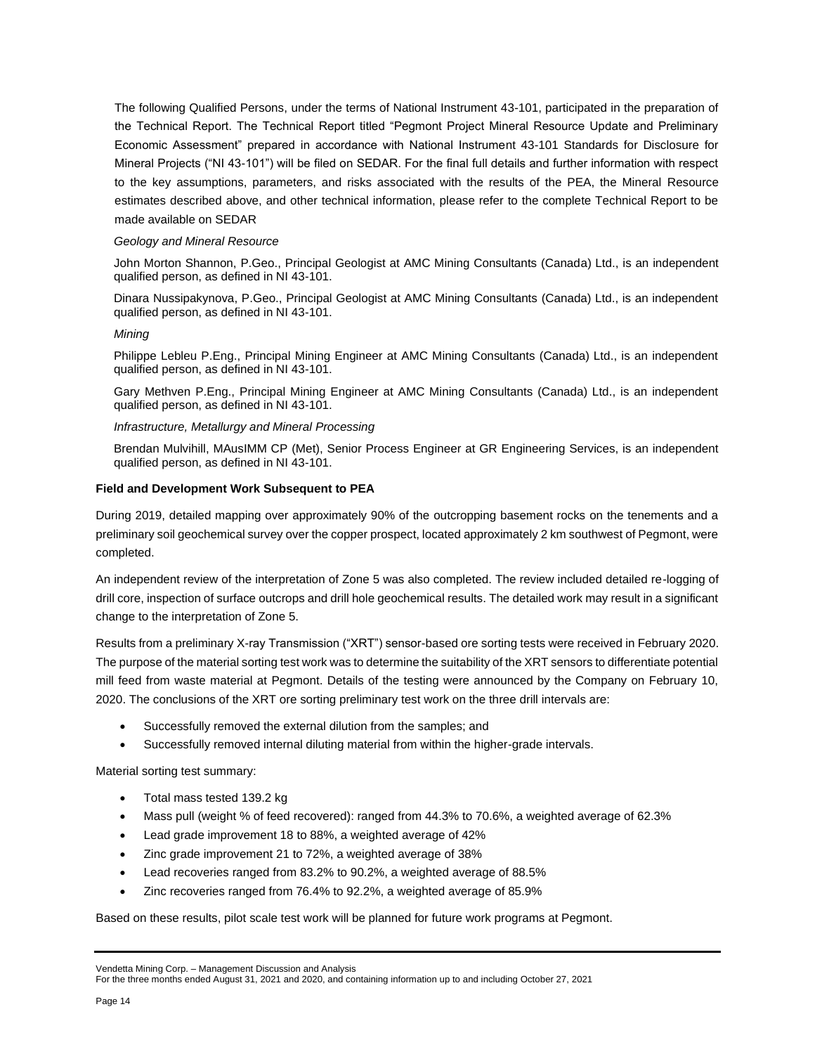The following Qualified Persons, under the terms of National Instrument 43-101, participated in the preparation of the Technical Report. The Technical Report titled "Pegmont Project Mineral Resource Update and Preliminary Economic Assessment" prepared in accordance with National Instrument 43-101 Standards for Disclosure for Mineral Projects ("NI 43-101") will be filed on SEDAR. For the final full details and further information with respect to the key assumptions, parameters, and risks associated with the results of the PEA, the Mineral Resource estimates described above, and other technical information, please refer to the complete Technical Report to be made available on SEDAR

*Geology and Mineral Resource*

John Morton Shannon, P.Geo., Principal Geologist at AMC Mining Consultants (Canada) Ltd., is an independent qualified person, as defined in NI 43-101.

Dinara Nussipakynova, P.Geo., Principal Geologist at AMC Mining Consultants (Canada) Ltd., is an independent qualified person, as defined in NI 43-101.

*Mining*

Philippe Lebleu P.Eng., Principal Mining Engineer at AMC Mining Consultants (Canada) Ltd., is an independent qualified person, as defined in NI 43-101.

Gary Methven P.Eng., Principal Mining Engineer at AMC Mining Consultants (Canada) Ltd., is an independent qualified person, as defined in NI 43-101.

*Infrastructure, Metallurgy and Mineral Processing*

Brendan Mulvihill, MAusIMM CP (Met), Senior Process Engineer at GR Engineering Services, is an independent qualified person, as defined in NI 43-101.

**Field and Development Work Subsequent to PEA**

During 2019, detailed mapping over approximately 90% of the outcropping basement rocks on the tenements and a preliminary soil geochemical survey over the copper prospect, located approximately 2 km southwest of Pegmont, were completed.

An independent review of the interpretation of Zone 5 was also completed. The review included detailed re-logging of drill core, inspection of surface outcrops and drill hole geochemical results. The detailed work may result in a significant change to the interpretation of Zone 5.

Results from a preliminary X-ray Transmission ("XRT") sensor-based ore sorting tests were received in February 2020. The purpose of the material sorting test work was to determine the suitability of the XRT sensors to differentiate potential mill feed from waste material at Pegmont. Details of the testing were announced by the Company on February 10, 2020. The conclusions of the XRT ore sorting preliminary test work on the three drill intervals are:

- Successfully removed the external dilution from the samples; and
- Successfully removed internal diluting material from within the higher-grade intervals.

Material sorting test summary:

- Total mass tested 139.2 kg
- Mass pull (weight % of feed recovered): ranged from 44.3% to 70.6%, a weighted average of 62.3%
- Lead grade improvement 18 to 88%, a weighted average of 42%
- Zinc grade improvement 21 to 72%, a weighted average of 38%
- Lead recoveries ranged from 83.2% to 90.2%, a weighted average of 88.5%
- Zinc recoveries ranged from 76.4% to 92.2%, a weighted average of 85.9%

Based on these results, pilot scale test work will be planned for future work programs at Pegmont.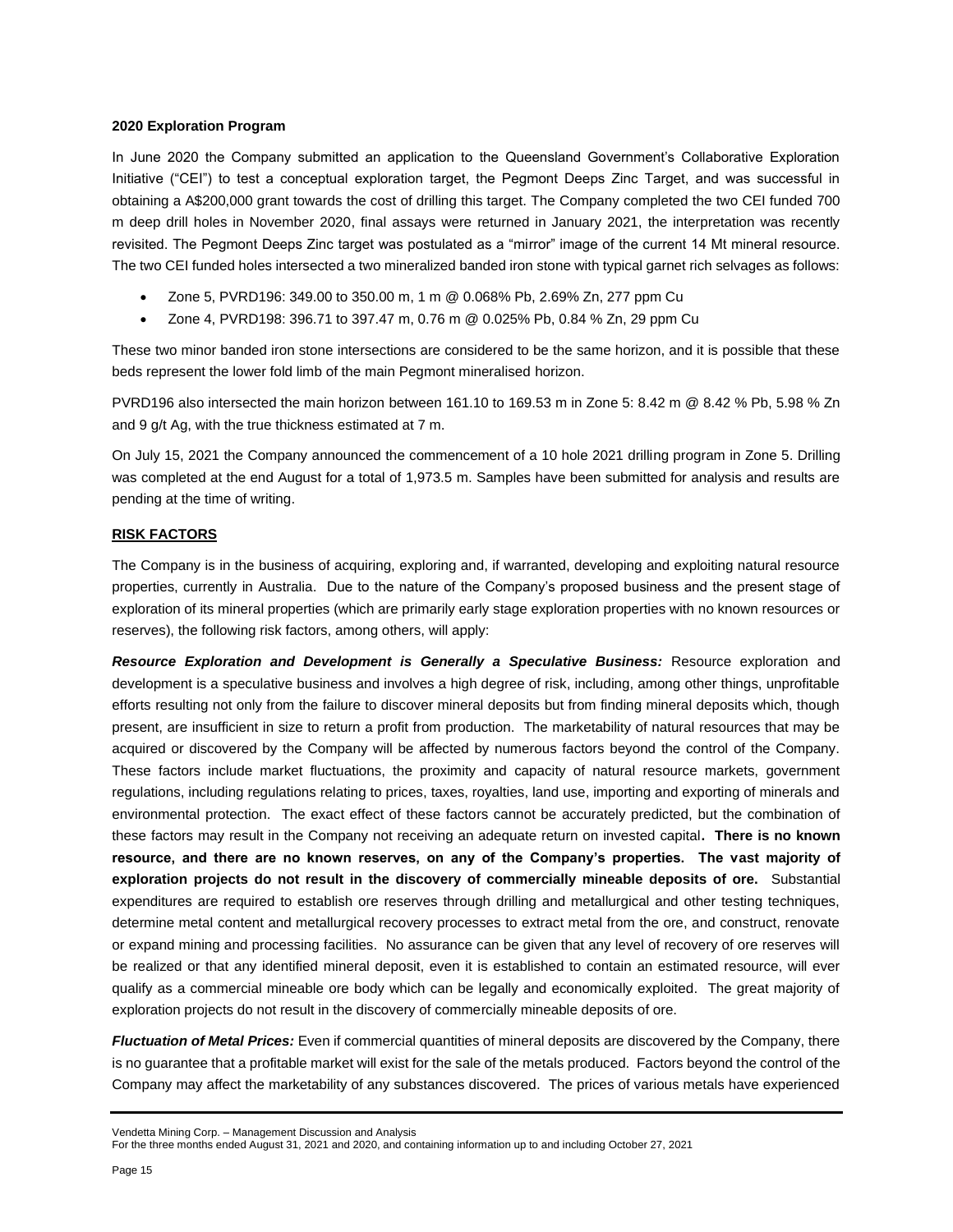**2020 Exploration Program**

In June 2020 the Company submitted an application to the Queensland Government's Collaborative Exploration Initiative ("CEI") to test a conceptual exploration target, the Pegmont Deeps Zinc Target, and was successful in obtaining a A$200,000 grant towards the cost of drilling this target. The Company completed the two CEI funded 700 m deep drill holes in November 2020, final assays were returned in January 2021, the interpretation was recently revisited. The Pegmont Deeps Zinc target was postulated as a "mirror" image of the current 14 Mt mineral resource. The two CEI funded holes intersected a two mineralized banded iron stone with typical garnet rich selvages as follows:

- Zone 5, PVRD196: 349.00 to 350.00 m, 1 m @ 0.068% Pb, 2.69% Zn, 277 ppm Cu
- Zone 4, PVRD198: 396.71 to 397.47 m, 0.76 m @ 0.025% Pb, 0.84 % Zn, 29 ppm Cu

These two minor banded iron stone intersections are considered to be the same horizon, and it is possible that these beds represent the lower fold limb of the main Pegmont mineralised horizon.

PVRD196 also intersected the main horizon between 161.10 to 169.53 m in Zone 5: 8.42 m @ 8.42 % Pb, 5.98 % Zn and 9 g/t Ag, with the true thickness estimated at 7 m.

On July 15, 2021 the Company announced the commencement of a 10 hole 2021 drilling program in Zone 5. Drilling was completed at the end August for a total of 1,973.5 m. Samples have been submitted for analysis and results are pending at the time of writing.

## RISK FACTORS

The Company is in the business of acquiring, exploring and, if warranted, developing and exploiting natural resource properties, currently in Australia. Due to the nature of the Company's proposed business and the present stage of exploration of its mineral properties (which are primarily early stage exploration properties with no known resources or reserves), the following risk factors, among others, will apply:

***Resource Exploration and Development is Generally a Speculative Business:*** Resource exploration and development is a speculative business and involves a high degree of risk, including, among other things, unprofitable efforts resulting not only from the failure to discover mineral deposits but from finding mineral deposits which, though present, are insufficient in size to return a profit from production. The marketability of natural resources that may be acquired or discovered by the Company will be affected by numerous factors beyond the control of the Company. These factors include market fluctuations, the proximity and capacity of natural resource markets, government regulations, including regulations relating to prices, taxes, royalties, land use, importing and exporting of minerals and environmental protection. The exact effect of these factors cannot be accurately predicted, but the combination of these factors may result in the Company not receiving an adequate return on invested capital**. There is no known resource, and there are no known reserves, on any of the Company's properties. The vast majority of exploration projects do not result in the discovery of commercially mineable deposits of ore.** Substantial expenditures are required to establish ore reserves through drilling and metallurgical and other testing techniques, determine metal content and metallurgical recovery processes to extract metal from the ore, and construct, renovate or expand mining and processing facilities. No assurance can be given that any level of recovery of ore reserves will be realized or that any identified mineral deposit, even it is established to contain an estimated resource, will ever qualify as a commercial mineable ore body which can be legally and economically exploited. The great majority of exploration projects do not result in the discovery of commercially mineable deposits of ore.

***Fluctuation of Metal Prices:*** Even if commercial quantities of mineral deposits are discovered by the Company, there is no guarantee that a profitable market will exist for the sale of the metals produced. Factors beyond the control of the Company may affect the marketability of any substances discovered. The prices of various metals have experienced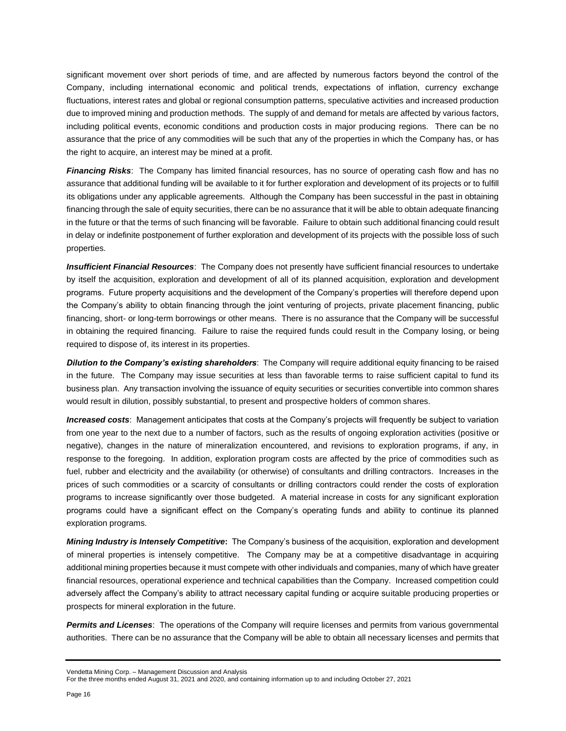significant movement over short periods of time, and are affected by numerous factors beyond the control of the Company, including international economic and political trends, expectations of inflation, currency exchange fluctuations, interest rates and global or regional consumption patterns, speculative activities and increased production due to improved mining and production methods. The supply of and demand for metals are affected by various factors, including political events, economic conditions and production costs in major producing regions. There can be no assurance that the price of any commodities will be such that any of the properties in which the Company has, or has the right to acquire, an interest may be mined at a profit.

***Financing Risks***: The Company has limited financial resources, has no source of operating cash flow and has no assurance that additional funding will be available to it for further exploration and development of its projects or to fulfill its obligations under any applicable agreements. Although the Company has been successful in the past in obtaining financing through the sale of equity securities, there can be no assurance that it will be able to obtain adequate financing in the future or that the terms of such financing will be favorable. Failure to obtain such additional financing could result in delay or indefinite postponement of further exploration and development of its projects with the possible loss of such properties.

***Insufficient Financial Resources***: The Company does not presently have sufficient financial resources to undertake by itself the acquisition, exploration and development of all of its planned acquisition, exploration and development programs. Future property acquisitions and the development of the Company's properties will therefore depend upon the Company's ability to obtain financing through the joint venturing of projects, private placement financing, public financing, short- or long-term borrowings or other means. There is no assurance that the Company will be successful in obtaining the required financing. Failure to raise the required funds could result in the Company losing, or being required to dispose of, its interest in its properties.

***Dilution to the Company's existing shareholders***: The Company will require additional equity financing to be raised in the future. The Company may issue securities at less than favorable terms to raise sufficient capital to fund its business plan. Any transaction involving the issuance of equity securities or securities convertible into common shares would result in dilution, possibly substantial, to present and prospective holders of common shares.

***Increased costs***: Management anticipates that costs at the Company's projects will frequently be subject to variation from one year to the next due to a number of factors, such as the results of ongoing exploration activities (positive or negative), changes in the nature of mineralization encountered, and revisions to exploration programs, if any, in response to the foregoing. In addition, exploration program costs are affected by the price of commodities such as fuel, rubber and electricity and the availability (or otherwise) of consultants and drilling contractors. Increases in the prices of such commodities or a scarcity of consultants or drilling contractors could render the costs of exploration programs to increase significantly over those budgeted. A material increase in costs for any significant exploration programs could have a significant effect on the Company's operating funds and ability to continue its planned exploration programs.

***Mining Industry is Intensely Competitive*****:** The Company's business of the acquisition, exploration and development of mineral properties is intensely competitive. The Company may be at a competitive disadvantage in acquiring additional mining properties because it must compete with other individuals and companies, many of which have greater financial resources, operational experience and technical capabilities than the Company. Increased competition could adversely affect the Company's ability to attract necessary capital funding or acquire suitable producing properties or prospects for mineral exploration in the future.

***Permits and Licenses***: The operations of the Company will require licenses and permits from various governmental authorities. There can be no assurance that the Company will be able to obtain all necessary licenses and permits that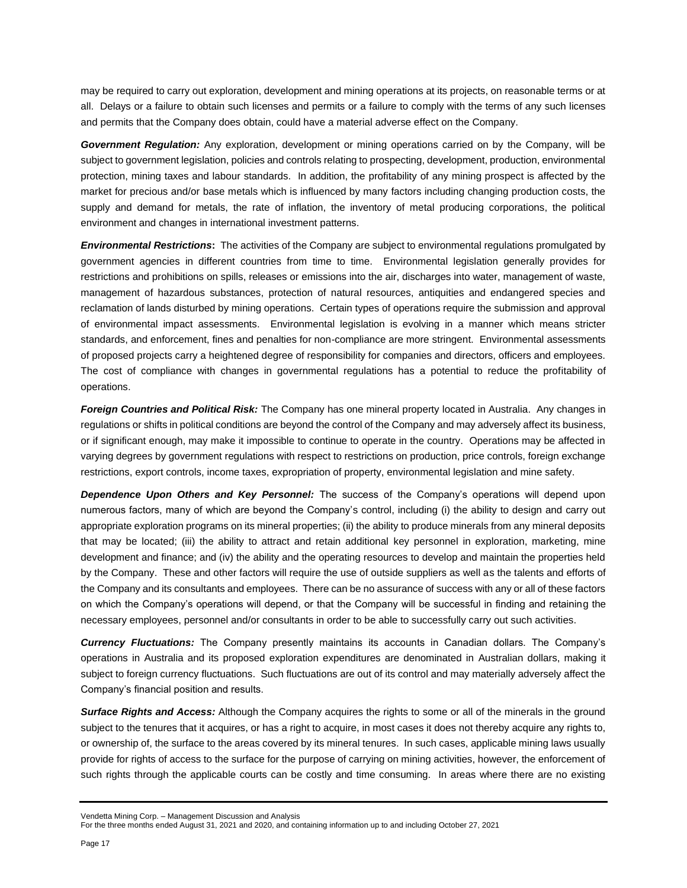may be required to carry out exploration, development and mining operations at its projects, on reasonable terms or at all. Delays or a failure to obtain such licenses and permits or a failure to comply with the terms of any such licenses and permits that the Company does obtain, could have a material adverse effect on the Company.

***Government Regulation:*** Any exploration, development or mining operations carried on by the Company, will be subject to government legislation, policies and controls relating to prospecting, development, production, environmental protection, mining taxes and labour standards. In addition, the profitability of any mining prospect is affected by the market for precious and/or base metals which is influenced by many factors including changing production costs, the supply and demand for metals, the rate of inflation, the inventory of metal producing corporations, the political environment and changes in international investment patterns.

***Environmental Restrictions*****:** The activities of the Company are subject to environmental regulations promulgated by government agencies in different countries from time to time. Environmental legislation generally provides for restrictions and prohibitions on spills, releases or emissions into the air, discharges into water, management of waste, management of hazardous substances, protection of natural resources, antiquities and endangered species and reclamation of lands disturbed by mining operations. Certain types of operations require the submission and approval of environmental impact assessments. Environmental legislation is evolving in a manner which means stricter standards, and enforcement, fines and penalties for non-compliance are more stringent. Environmental assessments of proposed projects carry a heightened degree of responsibility for companies and directors, officers and employees. The cost of compliance with changes in governmental regulations has a potential to reduce the profitability of operations.

***Foreign Countries and Political Risk:*** The Company has one mineral property located in Australia. Any changes in regulations or shifts in political conditions are beyond the control of the Company and may adversely affect its business, or if significant enough, may make it impossible to continue to operate in the country. Operations may be affected in varying degrees by government regulations with respect to restrictions on production, price controls, foreign exchange restrictions, export controls, income taxes, expropriation of property, environmental legislation and mine safety.

***Dependence Upon Others and Key Personnel:*** The success of the Company's operations will depend upon numerous factors, many of which are beyond the Company's control, including (i) the ability to design and carry out appropriate exploration programs on its mineral properties; (ii) the ability to produce minerals from any mineral deposits that may be located; (iii) the ability to attract and retain additional key personnel in exploration, marketing, mine development and finance; and (iv) the ability and the operating resources to develop and maintain the properties held by the Company. These and other factors will require the use of outside suppliers as well as the talents and efforts of the Company and its consultants and employees. There can be no assurance of success with any or all of these factors on which the Company's operations will depend, or that the Company will be successful in finding and retaining the necessary employees, personnel and/or consultants in order to be able to successfully carry out such activities.

***Currency Fluctuations:*** The Company presently maintains its accounts in Canadian dollars. The Company's operations in Australia and its proposed exploration expenditures are denominated in Australian dollars, making it subject to foreign currency fluctuations. Such fluctuations are out of its control and may materially adversely affect the Company's financial position and results.

***Surface Rights and Access:*** Although the Company acquires the rights to some or all of the minerals in the ground subject to the tenures that it acquires, or has a right to acquire, in most cases it does not thereby acquire any rights to, or ownership of, the surface to the areas covered by its mineral tenures. In such cases, applicable mining laws usually provide for rights of access to the surface for the purpose of carrying on mining activities, however, the enforcement of such rights through the applicable courts can be costly and time consuming. In areas where there are no existing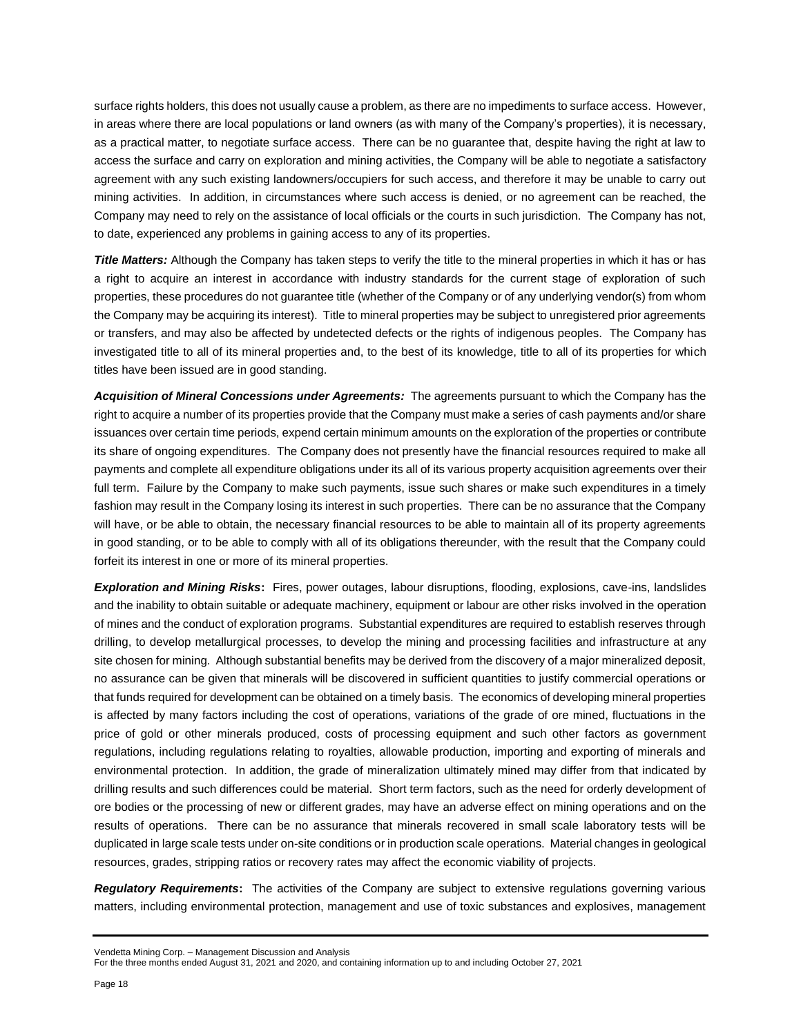surface rights holders, this does not usually cause a problem, as there are no impediments to surface access. However, in areas where there are local populations or land owners (as with many of the Company's properties), it is necessary, as a practical matter, to negotiate surface access. There can be no guarantee that, despite having the right at law to access the surface and carry on exploration and mining activities, the Company will be able to negotiate a satisfactory agreement with any such existing landowners/occupiers for such access, and therefore it may be unable to carry out mining activities. In addition, in circumstances where such access is denied, or no agreement can be reached, the Company may need to rely on the assistance of local officials or the courts in such jurisdiction. The Company has not, to date, experienced any problems in gaining access to any of its properties.

***Title Matters:*** Although the Company has taken steps to verify the title to the mineral properties in which it has or has a right to acquire an interest in accordance with industry standards for the current stage of exploration of such properties, these procedures do not guarantee title (whether of the Company or of any underlying vendor(s) from whom the Company may be acquiring its interest). Title to mineral properties may be subject to unregistered prior agreements or transfers, and may also be affected by undetected defects or the rights of indigenous peoples. The Company has investigated title to all of its mineral properties and, to the best of its knowledge, title to all of its properties for which titles have been issued are in good standing.

***Acquisition of Mineral Concessions under Agreements:*** The agreements pursuant to which the Company has the right to acquire a number of its properties provide that the Company must make a series of cash payments and/or share issuances over certain time periods, expend certain minimum amounts on the exploration of the properties or contribute its share of ongoing expenditures. The Company does not presently have the financial resources required to make all payments and complete all expenditure obligations under its all of its various property acquisition agreements over their full term. Failure by the Company to make such payments, issue such shares or make such expenditures in a timely fashion may result in the Company losing its interest in such properties. There can be no assurance that the Company will have, or be able to obtain, the necessary financial resources to be able to maintain all of its property agreements in good standing, or to be able to comply with all of its obligations thereunder, with the result that the Company could forfeit its interest in one or more of its mineral properties.

***Exploration and Mining Risks*****:** Fires, power outages, labour disruptions, flooding, explosions, cave-ins, landslides and the inability to obtain suitable or adequate machinery, equipment or labour are other risks involved in the operation of mines and the conduct of exploration programs. Substantial expenditures are required to establish reserves through drilling, to develop metallurgical processes, to develop the mining and processing facilities and infrastructure at any site chosen for mining. Although substantial benefits may be derived from the discovery of a major mineralized deposit, no assurance can be given that minerals will be discovered in sufficient quantities to justify commercial operations or that funds required for development can be obtained on a timely basis. The economics of developing mineral properties is affected by many factors including the cost of operations, variations of the grade of ore mined, fluctuations in the price of gold or other minerals produced, costs of processing equipment and such other factors as government regulations, including regulations relating to royalties, allowable production, importing and exporting of minerals and environmental protection. In addition, the grade of mineralization ultimately mined may differ from that indicated by drilling results and such differences could be material. Short term factors, such as the need for orderly development of ore bodies or the processing of new or different grades, may have an adverse effect on mining operations and on the results of operations. There can be no assurance that minerals recovered in small scale laboratory tests will be duplicated in large scale tests under on-site conditions or in production scale operations. Material changes in geological resources, grades, stripping ratios or recovery rates may affect the economic viability of projects.

***Regulatory Requirements*****:** The activities of the Company are subject to extensive regulations governing various matters, including environmental protection, management and use of toxic substances and explosives, management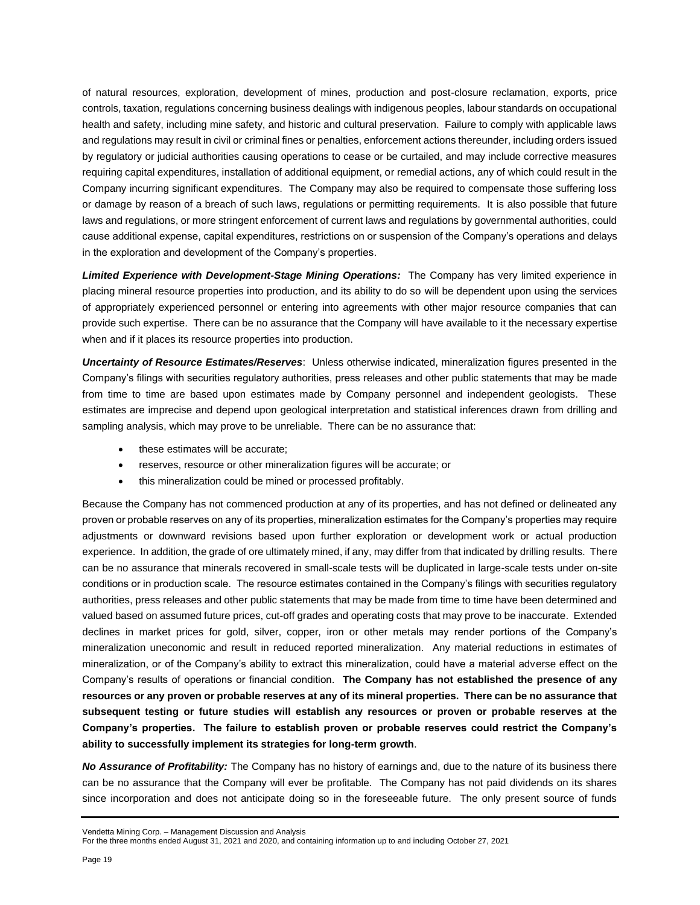of natural resources, exploration, development of mines, production and post-closure reclamation, exports, price controls, taxation, regulations concerning business dealings with indigenous peoples, labour standards on occupational health and safety, including mine safety, and historic and cultural preservation. Failure to comply with applicable laws and regulations may result in civil or criminal fines or penalties, enforcement actions thereunder, including orders issued by regulatory or judicial authorities causing operations to cease or be curtailed, and may include corrective measures requiring capital expenditures, installation of additional equipment, or remedial actions, any of which could result in the Company incurring significant expenditures. The Company may also be required to compensate those suffering loss or damage by reason of a breach of such laws, regulations or permitting requirements. It is also possible that future laws and regulations, or more stringent enforcement of current laws and regulations by governmental authorities, could cause additional expense, capital expenditures, restrictions on or suspension of the Company's operations and delays in the exploration and development of the Company's properties.

***Limited Experience with Development-Stage Mining Operations:*** The Company has very limited experience in placing mineral resource properties into production, and its ability to do so will be dependent upon using the services of appropriately experienced personnel or entering into agreements with other major resource companies that can provide such expertise. There can be no assurance that the Company will have available to it the necessary expertise when and if it places its resource properties into production.

***Uncertainty of Resource Estimates/Reserves***: Unless otherwise indicated, mineralization figures presented in the Company's filings with securities regulatory authorities, press releases and other public statements that may be made from time to time are based upon estimates made by Company personnel and independent geologists. These estimates are imprecise and depend upon geological interpretation and statistical inferences drawn from drilling and sampling analysis, which may prove to be unreliable. There can be no assurance that:

- these estimates will be accurate;
- reserves, resource or other mineralization figures will be accurate; or
- this mineralization could be mined or processed profitably.

Because the Company has not commenced production at any of its properties, and has not defined or delineated any proven or probable reserves on any of its properties, mineralization estimates for the Company's properties may require adjustments or downward revisions based upon further exploration or development work or actual production experience. In addition, the grade of ore ultimately mined, if any, may differ from that indicated by drilling results. There can be no assurance that minerals recovered in small-scale tests will be duplicated in large-scale tests under on-site conditions or in production scale. The resource estimates contained in the Company's filings with securities regulatory authorities, press releases and other public statements that may be made from time to time have been determined and valued based on assumed future prices, cut-off grades and operating costs that may prove to be inaccurate. Extended declines in market prices for gold, silver, copper, iron or other metals may render portions of the Company's mineralization uneconomic and result in reduced reported mineralization. Any material reductions in estimates of mineralization, or of the Company's ability to extract this mineralization, could have a material adverse effect on the Company's results of operations or financial condition. **The Company has not established the presence of any resources or any proven or probable reserves at any of its mineral properties. There can be no assurance that subsequent testing or future studies will establish any resources or proven or probable reserves at the Company's properties. The failure to establish proven or probable reserves could restrict the Company's ability to successfully implement its strategies for long-term growth**.

***No Assurance of Profitability:*** The Company has no history of earnings and, due to the nature of its business there can be no assurance that the Company will ever be profitable. The Company has not paid dividends on its shares since incorporation and does not anticipate doing so in the foreseeable future. The only present source of funds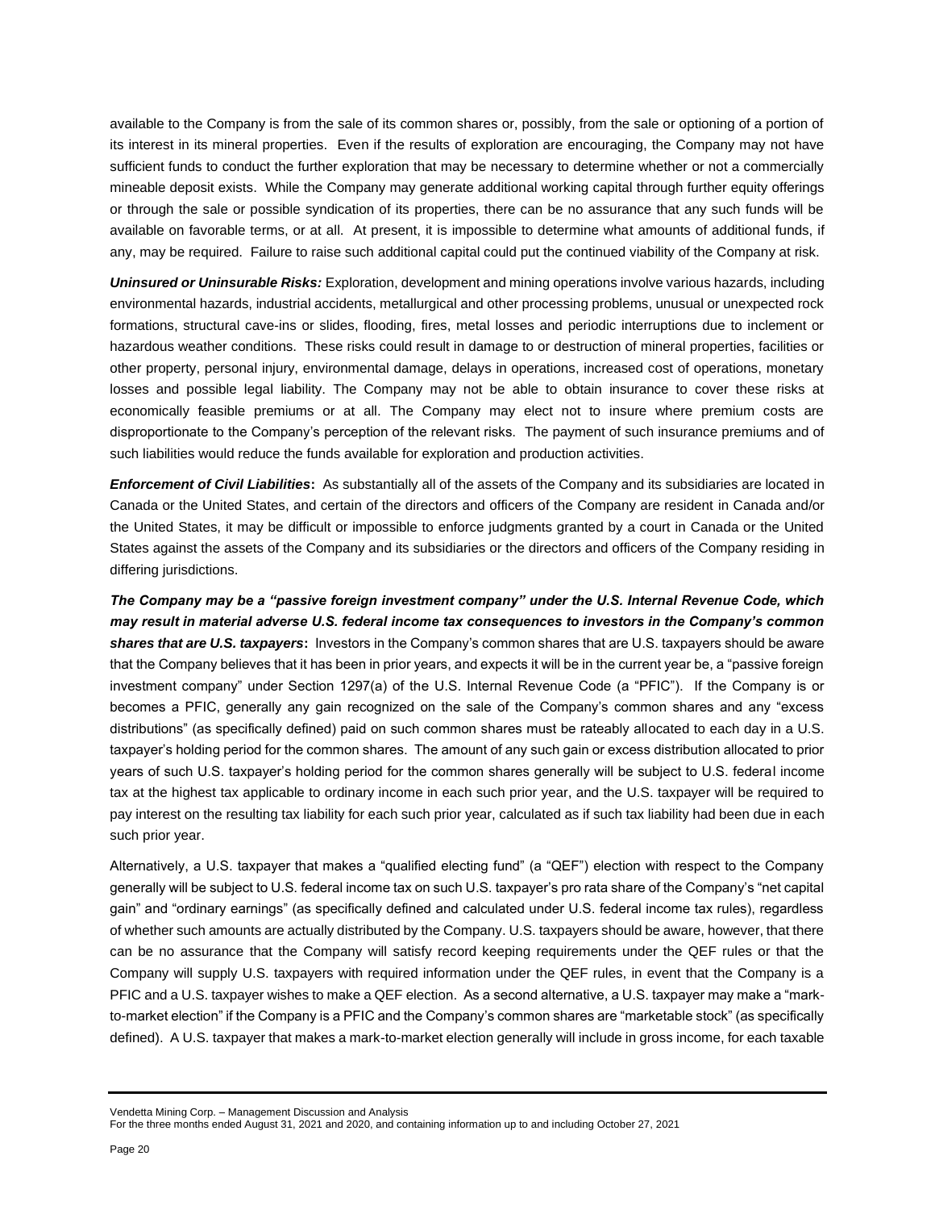available to the Company is from the sale of its common shares or, possibly, from the sale or optioning of a portion of its interest in its mineral properties. Even if the results of exploration are encouraging, the Company may not have sufficient funds to conduct the further exploration that may be necessary to determine whether or not a commercially mineable deposit exists. While the Company may generate additional working capital through further equity offerings or through the sale or possible syndication of its properties, there can be no assurance that any such funds will be available on favorable terms, or at all. At present, it is impossible to determine what amounts of additional funds, if any, may be required. Failure to raise such additional capital could put the continued viability of the Company at risk.

***Uninsured or Uninsurable Risks:*** Exploration, development and mining operations involve various hazards, including environmental hazards, industrial accidents, metallurgical and other processing problems, unusual or unexpected rock formations, structural cave-ins or slides, flooding, fires, metal losses and periodic interruptions due to inclement or hazardous weather conditions. These risks could result in damage to or destruction of mineral properties, facilities or other property, personal injury, environmental damage, delays in operations, increased cost of operations, monetary losses and possible legal liability. The Company may not be able to obtain insurance to cover these risks at economically feasible premiums or at all. The Company may elect not to insure where premium costs are disproportionate to the Company's perception of the relevant risks. The payment of such insurance premiums and of such liabilities would reduce the funds available for exploration and production activities.

***Enforcement of Civil Liabilities*:** As substantially all of the assets of the Company and its subsidiaries are located in Canada or the United States, and certain of the directors and officers of the Company are resident in Canada and/or the United States, it may be difficult or impossible to enforce judgments granted by a court in Canada or the United States against the assets of the Company and its subsidiaries or the directors and officers of the Company residing in differing jurisdictions.

***The Company may be a "passive foreign investment company" under the U.S. Internal Revenue Code, which may result in material adverse U.S. federal income tax consequences to investors in the Company's common shares that are U.S. taxpayers*:** Investors in the Company's common shares that are U.S. taxpayers should be aware that the Company believes that it has been in prior years, and expects it will be in the current year be, a "passive foreign investment company" under Section 1297(a) of the U.S. Internal Revenue Code (a "PFIC"). If the Company is or becomes a PFIC, generally any gain recognized on the sale of the Company's common shares and any "excess distributions" (as specifically defined) paid on such common shares must be rateably allocated to each day in a U.S. taxpayer's holding period for the common shares. The amount of any such gain or excess distribution allocated to prior years of such U.S. taxpayer's holding period for the common shares generally will be subject to U.S. federal income tax at the highest tax applicable to ordinary income in each such prior year, and the U.S. taxpayer will be required to pay interest on the resulting tax liability for each such prior year, calculated as if such tax liability had been due in each such prior year.

Alternatively, a U.S. taxpayer that makes a "qualified electing fund" (a "QEF") election with respect to the Company generally will be subject to U.S. federal income tax on such U.S. taxpayer's pro rata share of the Company's "net capital gain" and "ordinary earnings" (as specifically defined and calculated under U.S. federal income tax rules), regardless of whether such amounts are actually distributed by the Company. U.S. taxpayers should be aware, however, that there can be no assurance that the Company will satisfy record keeping requirements under the QEF rules or that the Company will supply U.S. taxpayers with required information under the QEF rules, in event that the Company is a PFIC and a U.S. taxpayer wishes to make a QEF election. As a second alternative, a U.S. taxpayer may make a "mark-to-market election" if the Company is a PFIC and the Company's common shares are "marketable stock" (as specifically defined). A U.S. taxpayer that makes a mark-to-market election generally will include in gross income, for each taxable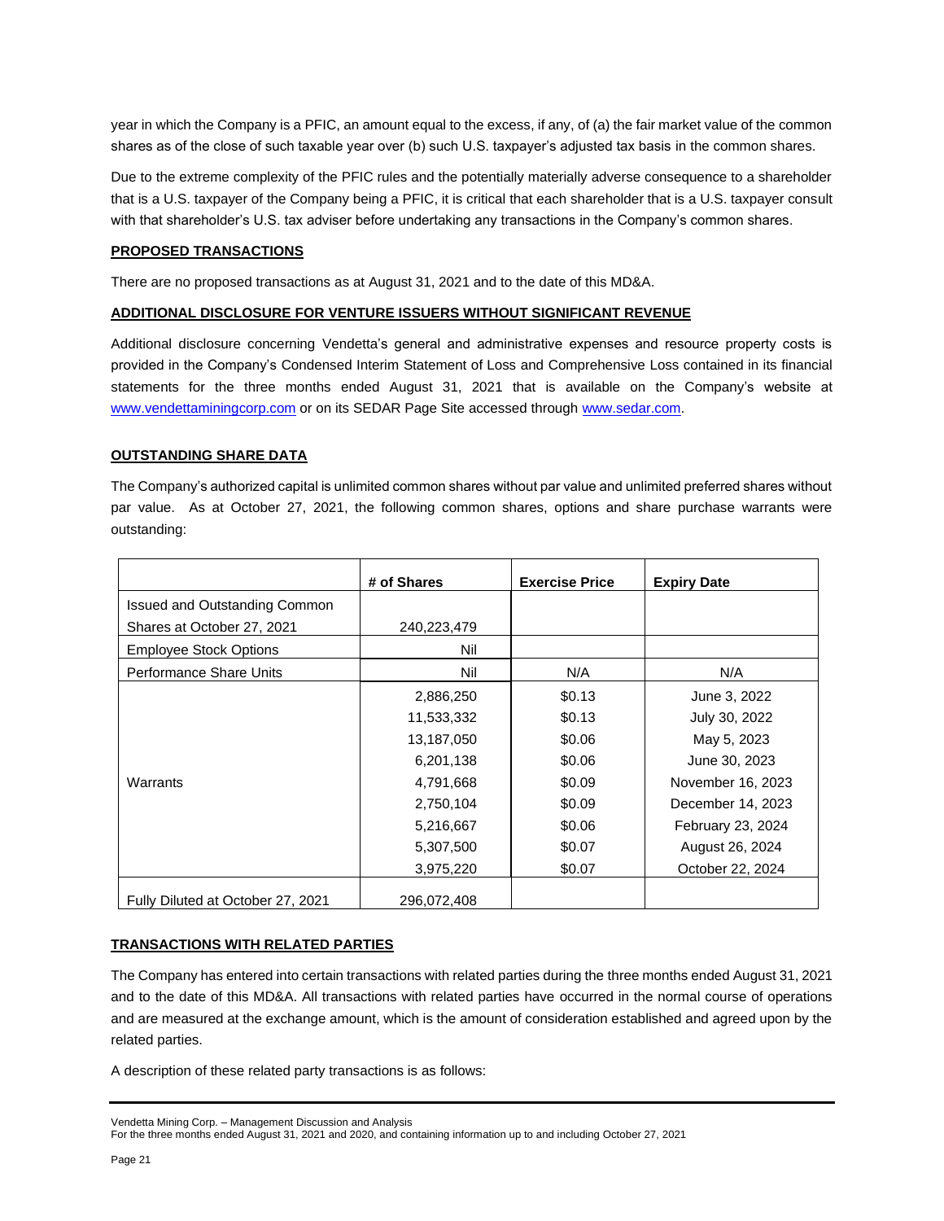year in which the Company is a PFIC, an amount equal to the excess, if any, of (a) the fair market value of the common shares as of the close of such taxable year over (b) such U.S. taxpayer's adjusted tax basis in the common shares.

Due to the extreme complexity of the PFIC rules and the potentially materially adverse consequence to a shareholder that is a U.S. taxpayer of the Company being a PFIC, it is critical that each shareholder that is a U.S. taxpayer consult with that shareholder's U.S. tax adviser before undertaking any transactions in the Company's common shares.

## PROPOSED TRANSACTIONS

There are no proposed transactions as at August 31, 2021 and to the date of this MD&A.

## ADDITIONAL DISCLOSURE FOR VENTURE ISSUERS WITHOUT SIGNIFICANT REVENUE

Additional disclosure concerning Vendetta's general and administrative expenses and resource property costs is provided in the Company's Condensed Interim Statement of Loss and Comprehensive Loss contained in its financial statements for the three months ended August 31, 2021 that is available on the Company's website at www.vendettaminingcorp.com or on its SEDAR Page Site accessed through www.sedar.com.

## OUTSTANDING SHARE DATA

The Company's authorized capital is unlimited common shares without par value and unlimited preferred shares without par value. As at October 27, 2021, the following common shares, options and share purchase warrants were outstanding:

| | # of Shares | Exercise Price | Expiry Date |
|---|---|---|---|
| Issued and Outstanding Common Shares at October 27, 2021 | 240,223,479 | | |
| Employee Stock Options | Nil | | |
| Performance Share Units | Nil | N/A | N/A |
| Warrants | 2,886,250 | $0.13 | June 3, 2022 |
| | 11,533,332 | $0.13 | July 30, 2022 |
| | 13,187,050 | $0.06 | May 5, 2023 |
| | 6,201,138 | $0.06 | June 30, 2023 |
| | 4,791,668 | $0.09 | November 16, 2023 |
| | 2,750,104 | $0.09 | December 14, 2023 |
| | 5,216,667 | $0.06 | February 23, 2024 |
| | 5,307,500 | $0.07 | August 26, 2024 |
| | 3,975,220 | $0.07 | October 22, 2024 |
| Fully Diluted at October 27, 2021 | 296,072,408 | | |

## TRANSACTIONS WITH RELATED PARTIES

The Company has entered into certain transactions with related parties during the three months ended August 31, 2021 and to the date of this MD&A. All transactions with related parties have occurred in the normal course of operations and are measured at the exchange amount, which is the amount of consideration established and agreed upon by the related parties.

A description of these related party transactions is as follows: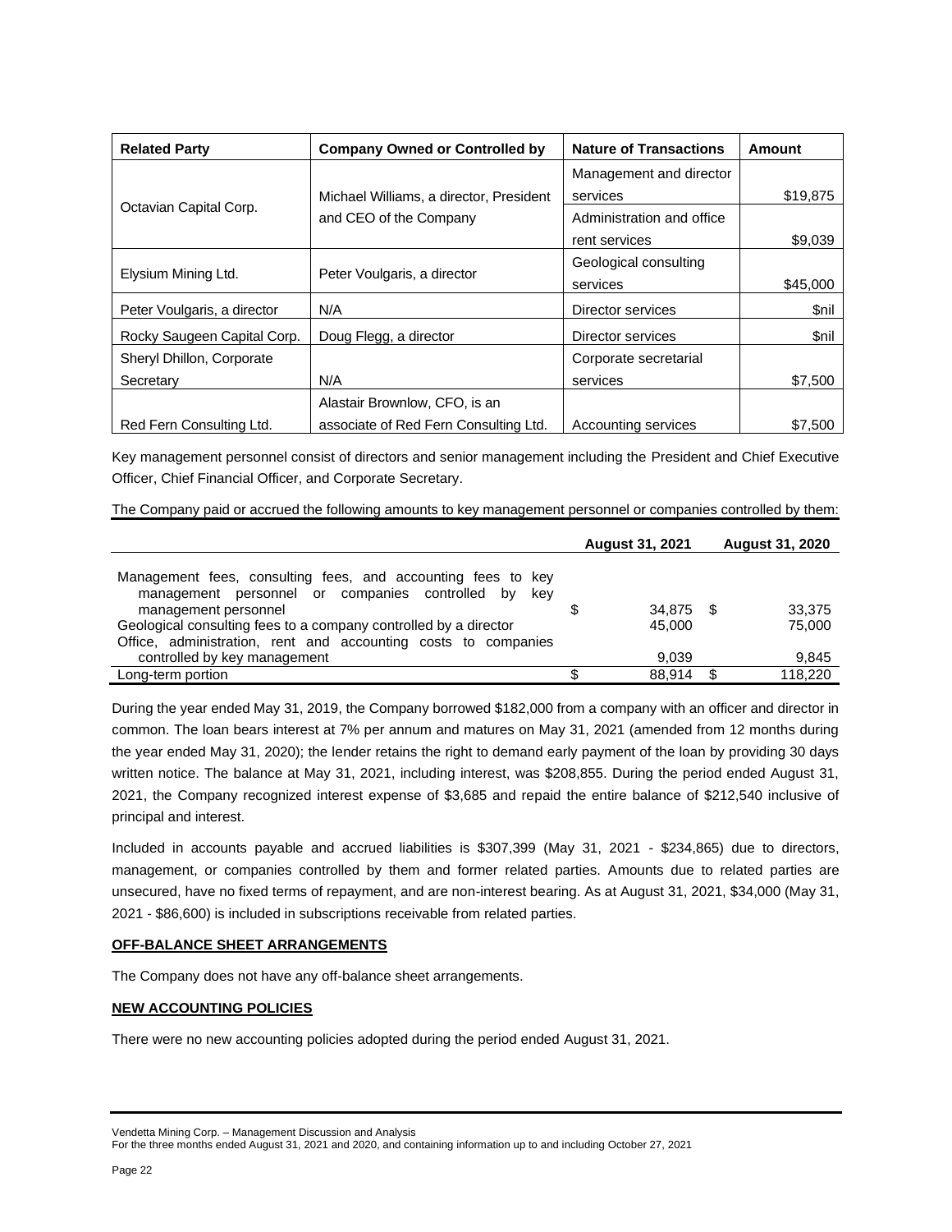| Related Party | Company Owned or Controlled by | Nature of Transactions | Amount |
|---|---|---|---|
| Octavian Capital Corp. | Michael Williams, a director, President and CEO of the Company | Management and director services | $19,875 |
| | | Administration and office rent services | $9,039 |
| Elysium Mining Ltd. | Peter Voulgaris, a director | Geological consulting services | $45,000 |
| Peter Voulgaris, a director | N/A | Director services | $nil |
| Rocky Saugeen Capital Corp. | Doug Flegg, a director | Director services | $nil |
| Sheryl Dhillon, Corporate Secretary | N/A | Corporate secretarial services | $7,500 |
| Red Fern Consulting Ltd. | Alastair Brownlow, CFO, is an associate of Red Fern Consulting Ltd. | Accounting services | $7,500 |

Key management personnel consist of directors and senior management including the President and Chief Executive Officer, Chief Financial Officer, and Corporate Secretary.

The Company paid or accrued the following amounts to key management personnel or companies controlled by them:

| | August 31, 2021 | August 31, 2020 |
|---|---|---|
| Management fees, consulting fees, and accounting fees to key management personnel or companies controlled by key management personnel | $ 34,875 | $ 33,375 |
| Geological consulting fees to a company controlled by a director | 45,000 | 75,000 |
| Office, administration, rent and accounting costs to companies controlled by key management | 9,039 | 9,845 |
| Long-term portion | $ 88,914 | $ 118,220 |

During the year ended May 31, 2019, the Company borrowed $182,000 from a company with an officer and director in common. The loan bears interest at 7% per annum and matures on May 31, 2021 (amended from 12 months during the year ended May 31, 2020); the lender retains the right to demand early payment of the loan by providing 30 days written notice. The balance at May 31, 2021, including interest, was $208,855. During the period ended August 31, 2021, the Company recognized interest expense of $3,685 and repaid the entire balance of $212,540 inclusive of principal and interest.

Included in accounts payable and accrued liabilities is $307,399 (May 31, 2021 - $234,865) due to directors, management, or companies controlled by them and former related parties. Amounts due to related parties are unsecured, have no fixed terms of repayment, and are non-interest bearing. As at August 31, 2021, $34,000 (May 31, 2021 - $86,600) is included in subscriptions receivable from related parties.

## OFF-BALANCE SHEET ARRANGEMENTS

The Company does not have any off-balance sheet arrangements.

## NEW ACCOUNTING POLICIES

There were no new accounting policies adopted during the period ended August 31, 2021.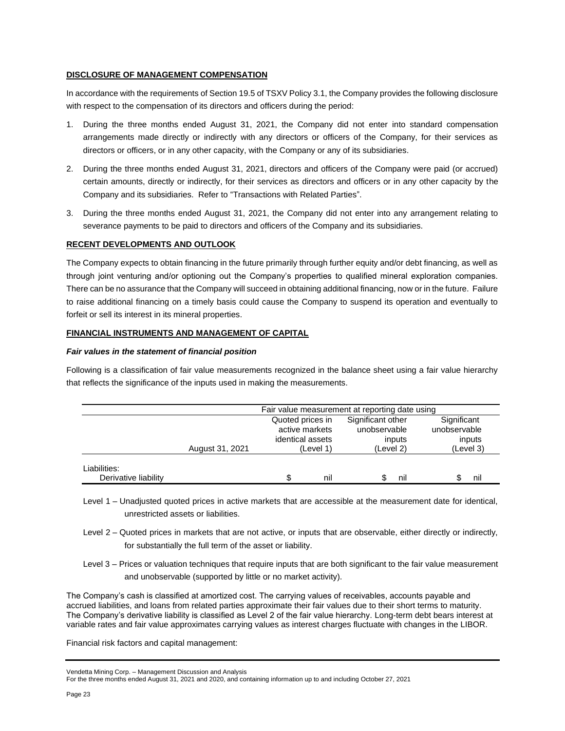**DISCLOSURE OF MANAGEMENT COMPENSATION**

In accordance with the requirements of Section 19.5 of TSXV Policy 3.1, the Company provides the following disclosure with respect to the compensation of its directors and officers during the period:

1. During the three months ended August 31, 2021, the Company did not enter into standard compensation arrangements made directly or indirectly with any directors or officers of the Company, for their services as directors or officers, or in any other capacity, with the Company or any of its subsidiaries.
2. During the three months ended August 31, 2021, directors and officers of the Company were paid (or accrued) certain amounts, directly or indirectly, for their services as directors and officers or in any other capacity by the Company and its subsidiaries. Refer to "Transactions with Related Parties".
3. During the three months ended August 31, 2021, the Company did not enter into any arrangement relating to severance payments to be paid to directors and officers of the Company and its subsidiaries.

**RECENT DEVELOPMENTS AND OUTLOOK**

The Company expects to obtain financing in the future primarily through further equity and/or debt financing, as well as through joint venturing and/or optioning out the Company's properties to qualified mineral exploration companies. There can be no assurance that the Company will succeed in obtaining additional financing, now or in the future. Failure to raise additional financing on a timely basis could cause the Company to suspend its operation and eventually to forfeit or sell its interest in its mineral properties.

**FINANCIAL INSTRUMENTS AND MANAGEMENT OF CAPITAL**

***Fair values in the statement of financial position***

Following is a classification of fair value measurements recognized in the balance sheet using a fair value hierarchy that reflects the significance of the inputs used in making the measurements.

| | | Fair value measurement at reporting date using | | |
|---|---|---|---|---|
| | August 31, 2021 | Quoted prices in active markets identical assets (Level 1) | Significant other unobservable inputs (Level 2) | Significant unobservable inputs (Level 3) |
| Liabilities: | | | | |
| Derivative liability | | $ nil | $ nil | $ nil |

Level 1 – Unadjusted quoted prices in active markets that are accessible at the measurement date for identical, unrestricted assets or liabilities.

Level 2 – Quoted prices in markets that are not active, or inputs that are observable, either directly or indirectly, for substantially the full term of the asset or liability.

Level 3 – Prices or valuation techniques that require inputs that are both significant to the fair value measurement and unobservable (supported by little or no market activity).

The Company's cash is classified at amortized cost. The carrying values of receivables, accounts payable and accrued liabilities, and loans from related parties approximate their fair values due to their short terms to maturity. The Company's derivative liability is classified as Level 2 of the fair value hierarchy. Long-term debt bears interest at variable rates and fair value approximates carrying values as interest charges fluctuate with changes in the LIBOR.

Financial risk factors and capital management: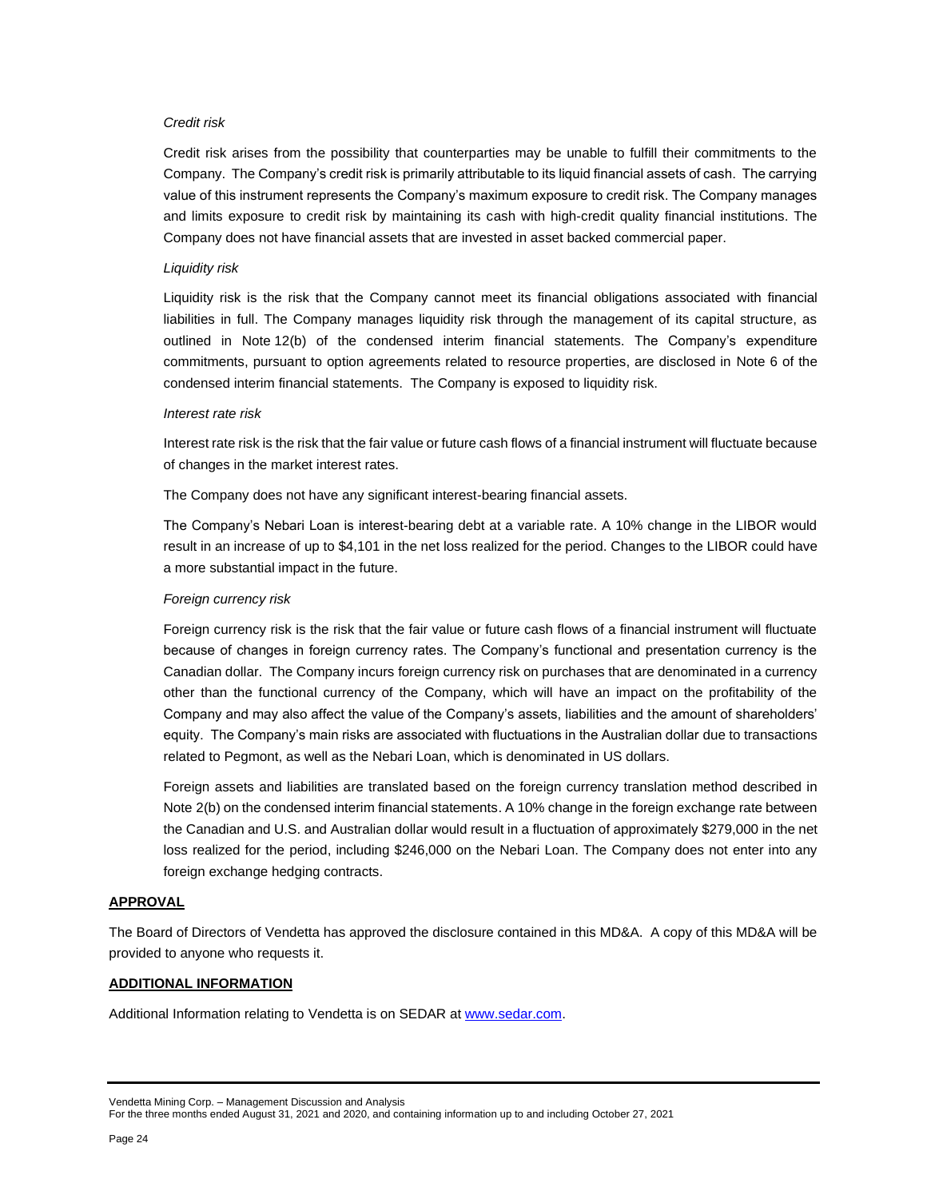*Credit risk*

Credit risk arises from the possibility that counterparties may be unable to fulfill their commitments to the Company. The Company's credit risk is primarily attributable to its liquid financial assets of cash. The carrying value of this instrument represents the Company's maximum exposure to credit risk. The Company manages and limits exposure to credit risk by maintaining its cash with high-credit quality financial institutions. The Company does not have financial assets that are invested in asset backed commercial paper.

*Liquidity risk*

Liquidity risk is the risk that the Company cannot meet its financial obligations associated with financial liabilities in full. The Company manages liquidity risk through the management of its capital structure, as outlined in Note 12(b) of the condensed interim financial statements. The Company's expenditure commitments, pursuant to option agreements related to resource properties, are disclosed in Note 6 of the condensed interim financial statements. The Company is exposed to liquidity risk.

*Interest rate risk*

Interest rate risk is the risk that the fair value or future cash flows of a financial instrument will fluctuate because of changes in the market interest rates.

The Company does not have any significant interest-bearing financial assets.

The Company's Nebari Loan is interest-bearing debt at a variable rate. A 10% change in the LIBOR would result in an increase of up to $4,101 in the net loss realized for the period. Changes to the LIBOR could have a more substantial impact in the future.

*Foreign currency risk*

Foreign currency risk is the risk that the fair value or future cash flows of a financial instrument will fluctuate because of changes in foreign currency rates. The Company's functional and presentation currency is the Canadian dollar. The Company incurs foreign currency risk on purchases that are denominated in a currency other than the functional currency of the Company, which will have an impact on the profitability of the Company and may also affect the value of the Company's assets, liabilities and the amount of shareholders' equity. The Company's main risks are associated with fluctuations in the Australian dollar due to transactions related to Pegmont, as well as the Nebari Loan, which is denominated in US dollars.

Foreign assets and liabilities are translated based on the foreign currency translation method described in Note 2(b) on the condensed interim financial statements. A 10% change in the foreign exchange rate between the Canadian and U.S. and Australian dollar would result in a fluctuation of approximately $279,000 in the net loss realized for the period, including $246,000 on the Nebari Loan. The Company does not enter into any foreign exchange hedging contracts.

## APPROVAL

The Board of Directors of Vendetta has approved the disclosure contained in this MD&A. A copy of this MD&A will be provided to anyone who requests it.

## ADDITIONAL INFORMATION

Additional Information relating to Vendetta is on SEDAR at www.sedar.com.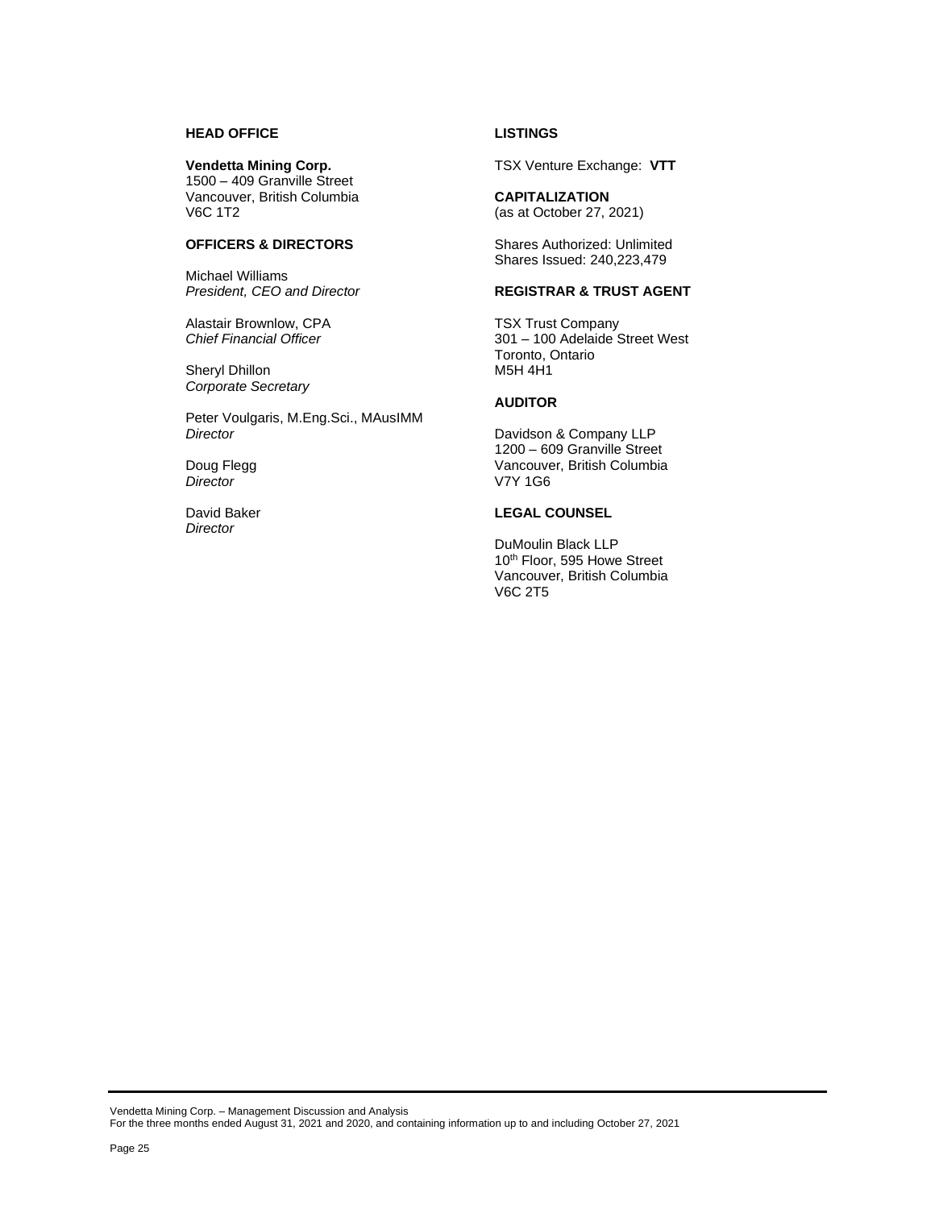**HEAD OFFICE**

**Vendetta Mining Corp.**
1500 – 409 Granville Street
Vancouver, British Columbia
V6C 1T2

**OFFICERS & DIRECTORS**

Michael Williams
*President, CEO and Director*

Alastair Brownlow, CPA
*Chief Financial Officer*

Sheryl Dhillon
*Corporate Secretary*

Peter Voulgaris, M.Eng.Sci., MAusIMM
*Director*

Doug Flegg
*Director*

David Baker
*Director*

**LISTINGS**

TSX Venture Exchange: **VTT**

**CAPITALIZATION**
(as at October 27, 2021)

Shares Authorized: Unlimited
Shares Issued: 240,223,479

**REGISTRAR & TRUST AGENT**

TSX Trust Company
301 – 100 Adelaide Street West
Toronto, Ontario
M5H 4H1

**AUDITOR**

Davidson & Company LLP
1200 – 609 Granville Street
Vancouver, British Columbia
V7Y 1G6

**LEGAL COUNSEL**

DuMoulin Black LLP
10th Floor, 595 Howe Street
Vancouver, British Columbia
V6C 2T5